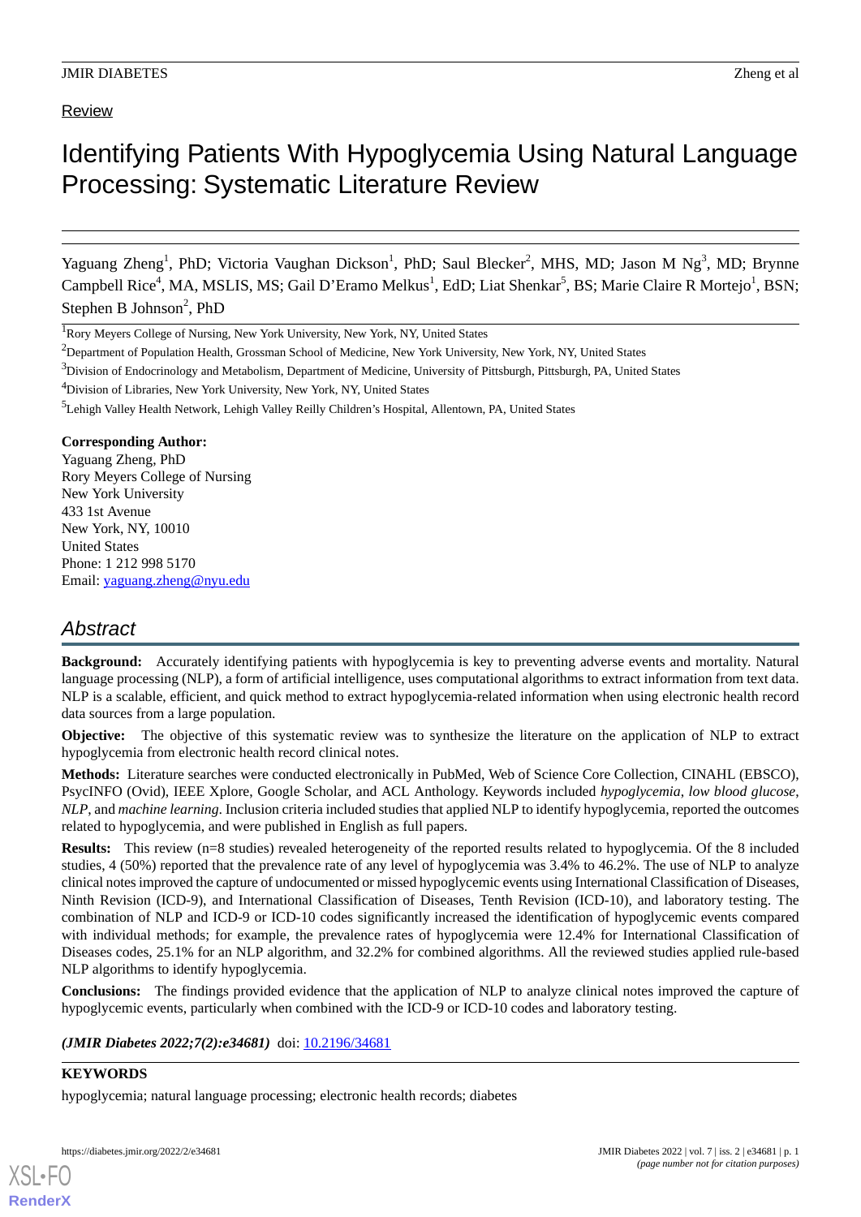Review

# Identifying Patients With Hypoglycemia Using Natural Language Processing: Systematic Literature Review

Yaguang Zheng[1], PhD; Victoria Vaughan Dickson[1], PhD; Saul Blecker[2], MHS, MD; Jason M Ng[3], MD; Brynne Campbell Rice[4], MA, MSLIS, MS; Gail D'Eramo Melkus[1], EdD; Liat Shenkar[5], BS; Marie Claire R Mortejo[1], BSN; Stephen B Johnson[2], PhD

[1]Rory Meyers College of Nursing, New York University, New York, NY, United States

[2]Department of Population Health, Grossman School of Medicine, New York University, New York, NY, United States

[3]Division of Endocrinology and Metabolism, Department of Medicine, University of Pittsburgh, Pittsburgh, PA, United States

[4]Division of Libraries, New York University, New York, NY, United States

[5]Lehigh Valley Health Network, Lehigh Valley Reilly Children's Hospital, Allentown, PA, United States

**Corresponding Author:**
Yaguang Zheng, PhD
Rory Meyers College of Nursing
New York University
433 1st Avenue
New York, NY, 10010
United States
Phone: 1 212 998 5170
Email: yaguang.zheng@nyu.edu

## Abstract

**Background:** Accurately identifying patients with hypoglycemia is key to preventing adverse events and mortality. Natural language processing (NLP), a form of artificial intelligence, uses computational algorithms to extract information from text data. NLP is a scalable, efficient, and quick method to extract hypoglycemia-related information when using electronic health record data sources from a large population.

**Objective:** The objective of this systematic review was to synthesize the literature on the application of NLP to extract hypoglycemia from electronic health record clinical notes.

**Methods:** Literature searches were conducted electronically in PubMed, Web of Science Core Collection, CINAHL (EBSCO), PsycINFO (Ovid), IEEE Xplore, Google Scholar, and ACL Anthology. Keywords included *hypoglycemia*, *low blood glucose*, *NLP*, and *machine learning*. Inclusion criteria included studies that applied NLP to identify hypoglycemia, reported the outcomes related to hypoglycemia, and were published in English as full papers.

**Results:** This review (n=8 studies) revealed heterogeneity of the reported results related to hypoglycemia. Of the 8 included studies, 4 (50%) reported that the prevalence rate of any level of hypoglycemia was 3.4% to 46.2%. The use of NLP to analyze clinical notes improved the capture of undocumented or missed hypoglycemic events using International Classification of Diseases, Ninth Revision (ICD-9), and International Classification of Diseases, Tenth Revision (ICD-10), and laboratory testing. The combination of NLP and ICD-9 or ICD-10 codes significantly increased the identification of hypoglycemic events compared with individual methods; for example, the prevalence rates of hypoglycemia were 12.4% for International Classification of Diseases codes, 25.1% for an NLP algorithm, and 32.2% for combined algorithms. All the reviewed studies applied rule-based NLP algorithms to identify hypoglycemia.

**Conclusions:** The findings provided evidence that the application of NLP to analyze clinical notes improved the capture of hypoglycemic events, particularly when combined with the ICD-9 or ICD-10 codes and laboratory testing.

***(JMIR Diabetes 2022;7(2):e34681)*** doi: 10.2196/34681

**KEYWORDS**

hypoglycemia; natural language processing; electronic health records; diabetes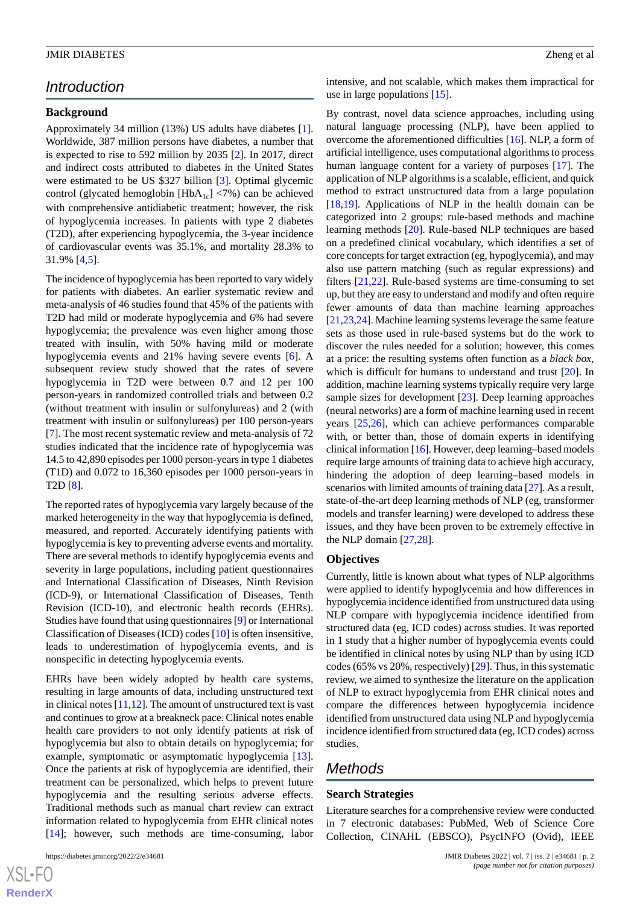## Introduction

### Background

Approximately 34 million (13%) US adults have diabetes [1]. Worldwide, 387 million persons have diabetes, a number that is expected to rise to 592 million by 2035 [2]. In 2017, direct and indirect costs attributed to diabetes in the United States were estimated to be US $327 billion [3]. Optimal glycemic control (glycated hemoglobin [$HbA_{1c}$] <7%) can be achieved with comprehensive antidiabetic treatment; however, the risk of hypoglycemia increases. In patients with type 2 diabetes (T2D), after experiencing hypoglycemia, the 3-year incidence of cardiovascular events was 35.1%, and mortality 28.3% to 31.9% [4,5].

The incidence of hypoglycemia has been reported to vary widely for patients with diabetes. An earlier systematic review and meta-analysis of 46 studies found that 45% of the patients with T2D had mild or moderate hypoglycemia and 6% had severe hypoglycemia; the prevalence was even higher among those treated with insulin, with 50% having mild or moderate hypoglycemia events and 21% having severe events [6]. A subsequent review study showed that the rates of severe hypoglycemia in T2D were between 0.7 and 12 per 100 person-years in randomized controlled trials and between 0.2 (without treatment with insulin or sulfonylureas) and 2 (with treatment with insulin or sulfonylureas) per 100 person-years [7]. The most recent systematic review and meta-analysis of 72 studies indicated that the incidence rate of hypoglycemia was 14.5 to 42,890 episodes per 1000 person-years in type 1 diabetes (T1D) and 0.072 to 16,360 episodes per 1000 person-years in T2D [8].

The reported rates of hypoglycemia vary largely because of the marked heterogeneity in the way that hypoglycemia is defined, measured, and reported. Accurately identifying patients with hypoglycemia is key to preventing adverse events and mortality. There are several methods to identify hypoglycemia events and severity in large populations, including patient questionnaires and International Classification of Diseases, Ninth Revision (ICD-9), or International Classification of Diseases, Tenth Revision (ICD-10), and electronic health records (EHRs). Studies have found that using questionnaires [9] or International Classification of Diseases (ICD) codes [10] is often insensitive, leads to underestimation of hypoglycemia events, and is nonspecific in detecting hypoglycemia events.

EHRs have been widely adopted by health care systems, resulting in large amounts of data, including unstructured text in clinical notes [11,12]. The amount of unstructured text is vast and continues to grow at a breakneck pace. Clinical notes enable health care providers to not only identify patients at risk of hypoglycemia but also to obtain details on hypoglycemia; for example, symptomatic or asymptomatic hypoglycemia [13]. Once the patients at risk of hypoglycemia are identified, their treatment can be personalized, which helps to prevent future hypoglycemia and the resulting serious adverse effects. Traditional methods such as manual chart review can extract information related to hypoglycemia from EHR clinical notes [14]; however, such methods are time-consuming, labor intensive, and not scalable, which makes them impractical for use in large populations [15].

By contrast, novel data science approaches, including using natural language processing (NLP), have been applied to overcome the aforementioned difficulties [16]. NLP, a form of artificial intelligence, uses computational algorithms to process human language content for a variety of purposes [17]. The application of NLP algorithms is a scalable, efficient, and quick method to extract unstructured data from a large population [18,19]. Applications of NLP in the health domain can be categorized into 2 groups: rule-based methods and machine learning methods [20]. Rule-based NLP techniques are based on a predefined clinical vocabulary, which identifies a set of core concepts for target extraction (eg, hypoglycemia), and may also use pattern matching (such as regular expressions) and filters [21,22]. Rule-based systems are time-consuming to set up, but they are easy to understand and modify and often require fewer amounts of data than machine learning approaches [21,23,24]. Machine learning systems leverage the same feature sets as those used in rule-based systems but do the work to discover the rules needed for a solution; however, this comes at a price: the resulting systems often function as a *black box*, which is difficult for humans to understand and trust [20]. In addition, machine learning systems typically require very large sample sizes for development [23]. Deep learning approaches (neural networks) are a form of machine learning used in recent years [25,26], which can achieve performances comparable with, or better than, those of domain experts in identifying clinical information [16]. However, deep learning–based models require large amounts of training data to achieve high accuracy, hindering the adoption of deep learning–based models in scenarios with limited amounts of training data [27]. As a result, state-of-the-art deep learning methods of NLP (eg, transformer models and transfer learning) were developed to address these issues, and they have been proven to be extremely effective in the NLP domain [27,28].

### Objectives

Currently, little is known about what types of NLP algorithms were applied to identify hypoglycemia and how differences in hypoglycemia incidence identified from unstructured data using NLP compare with hypoglycemia incidence identified from structured data (eg, ICD codes) across studies. It was reported in 1 study that a higher number of hypoglycemia events could be identified in clinical notes by using NLP than by using ICD codes (65% vs 20%, respectively) [29]. Thus, in this systematic review, we aimed to synthesize the literature on the application of NLP to extract hypoglycemia from EHR clinical notes and compare the differences between hypoglycemia incidence identified from unstructured data using NLP and hypoglycemia incidence identified from structured data (eg, ICD codes) across studies.

## Methods

### Search Strategies

Literature searches for a comprehensive review were conducted in 7 electronic databases: PubMed, Web of Science Core Collection, CINAHL (EBSCO), PsycINFO (Ovid), IEEE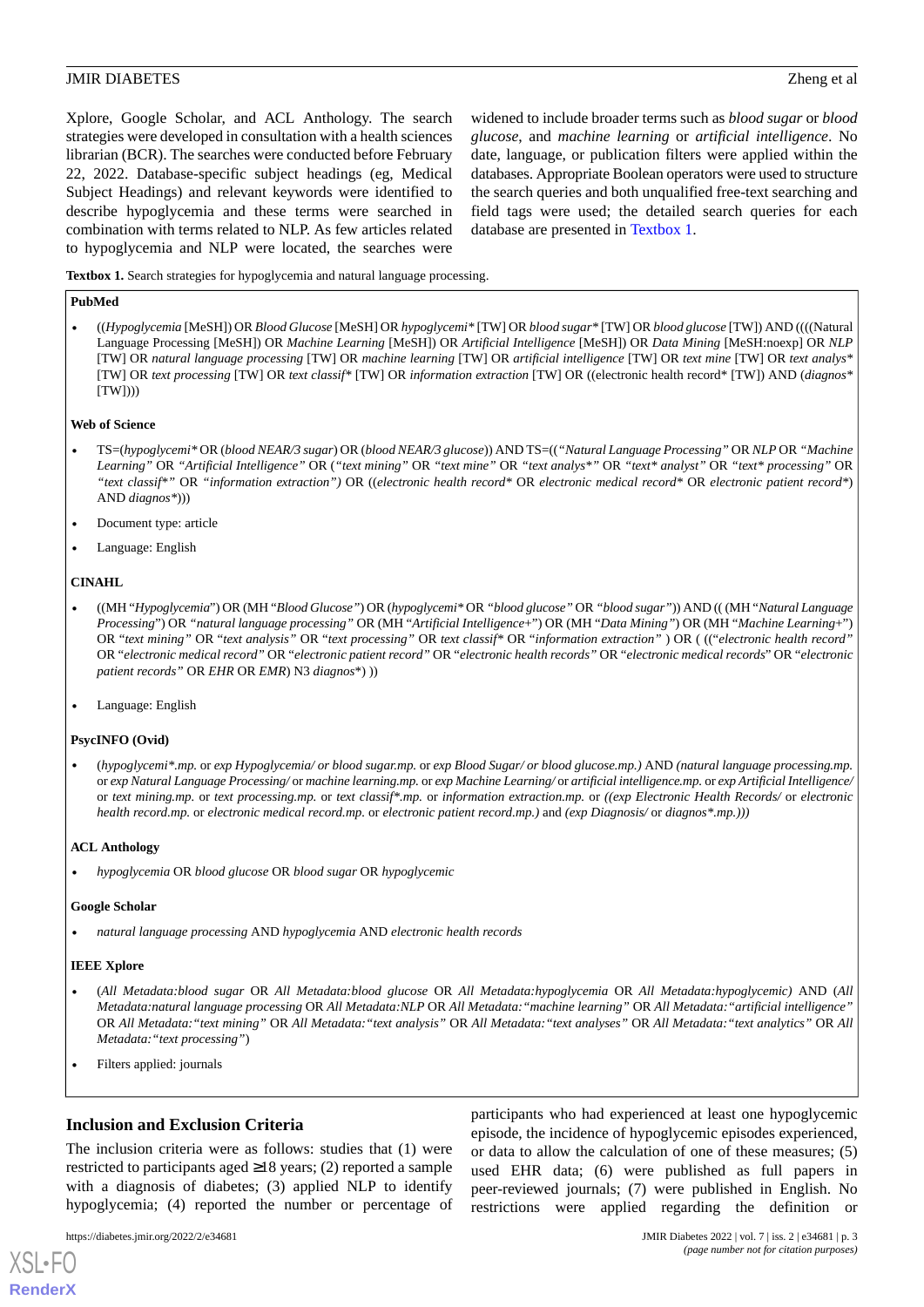Xplore, Google Scholar, and ACL Anthology. The search strategies were developed in consultation with a health sciences librarian (BCR). The searches were conducted before February 22, 2022. Database-specific subject headings (eg, Medical Subject Headings) and relevant keywords were identified to describe hypoglycemia and these terms were searched in combination with terms related to NLP. As few articles related to hypoglycemia and NLP were located, the searches were widened to include broader terms such as *blood sugar* or *blood glucose*, and *machine learning* or *artificial intelligence*. No date, language, or publication filters were applied within the databases. Appropriate Boolean operators were used to structure the search queries and both unqualified free-text searching and field tags were used; the detailed search queries for each database are presented in Textbox 1.

**Textbox 1.** Search strategies for hypoglycemia and natural language processing.

**PubMed**

- ((*Hypoglycemia* [MeSH]) OR *Blood Glucose* [MeSH] OR *hypoglycemi** [TW] OR *blood sugar** [TW] OR *blood glucose* [TW]) AND ((((Natural Language Processing [MeSH]) OR *Machine Learning* [MeSH]) OR *Artificial Intelligence* [MeSH]) OR *Data Mining* [MeSH:noexp] OR *NLP* [TW] OR *natural language processing* [TW] OR *machine learning* [TW] OR *artificial intelligence* [TW] OR *text mine* [TW] OR *text analys** [TW] OR *text processing* [TW] OR *text classif** [TW] OR *information extraction* [TW] OR ((electronic health record* [TW]) AND (*diagnos** [TW])))

**Web of Science**

- TS=(*hypoglycemi** OR (*blood NEAR/3 sugar*) OR (*blood NEAR/3 glucose*)) AND TS=((*"Natural Language Processing"* OR *NLP* OR *"Machine Learning"* OR *"Artificial Intelligence"* OR (*"text mining"* OR *"text mine"* OR *"text analys*"* OR *"text* analyst"* OR *"text* processing"* OR *"text classif*"* OR *"information extraction")* OR ((*electronic health record** OR *electronic medical record** OR *electronic patient record**) AND *diagnos**)))
- Document type: article
- Language: English

**CINAHL**

- ((MH "*Hypoglycemia*") OR (MH "*Blood Glucose"*) OR (*hypoglycemi** OR *"blood glucose"* OR *"blood sugar"*)) AND (( (MH "*Natural Language Processing*") OR *"natural language processing"* OR (MH "*Artificial Intelligence+*") OR (MH "*Data Mining*") OR (MH "*Machine Learning+*") OR *"text mining"* OR *"text processing"* OR *text classif** OR *"information extraction"* ) OR ( (("*electronic health record"* OR "*electronic medical record"* OR "*electronic patient record"* OR "*electronic health records"* OR "*electronic medical records*" OR "*electronic patient records"* OR *EHR* OR *EMR*) N3 *diagnos**) ))
- Language: English

**PsycINFO (Ovid)**

- (*hypoglycemi*.mp.* or *exp Hypoglycemia/ or blood sugar.mp.* or *exp Blood Sugar/ or blood glucose.mp.)* AND *(natural language processing.mp.* or *exp Natural Language Processing/* or *machine learning.mp.* or *exp Machine Learning/* or *artificial intelligence.mp.* or *exp Artificial Intelligence/* or *text mining.mp.* or *text processing.mp.* or *text classif*.mp.* or *information extraction.mp.* or *((exp Electronic Health Records/* or *electronic health record.mp.* or *electronic medical record.mp.* or *electronic patient record.mp.)* and *(exp Diagnosis/* or *diagnos*.mp.)))*

**ACL Anthology**

- *hypoglycemia* OR *blood glucose* OR *blood sugar* OR *hypoglycemic*

**Google Scholar**

- *natural language processing* AND *hypoglycemia* AND *electronic health records*

**IEEE Xplore**

- (*All Metadata:blood sugar* OR *All Metadata:blood glucose* OR *All Metadata:hypoglycemia* OR *All Metadata:hypoglycemic)* AND (*All Metadata:natural language processing* OR *All Metadata:NLP* OR *All Metadata:"machine learning"* OR *All Metadata:"artificial intelligence"* OR *All Metadata:"text mining"* OR *All Metadata:"text analysis"* OR *All Metadata:"text analyses"* OR *All Metadata:"text analytics"* OR *All Metadata:"text processing"*)
- Filters applied: journals

## Inclusion and Exclusion Criteria

The inclusion criteria were as follows: studies that (1) were restricted to participants aged ≥18 years; (2) reported a sample with a diagnosis of diabetes; (3) applied NLP to identify hypoglycemia; (4) reported the number or percentage of participants who had experienced at least one hypoglycemic episode, the incidence of hypoglycemic episodes experienced, or data to allow the calculation of one of these measures; (5) used EHR data; (6) were published as full papers in peer-reviewed journals; (7) were published in English. No restrictions were applied regarding the definition or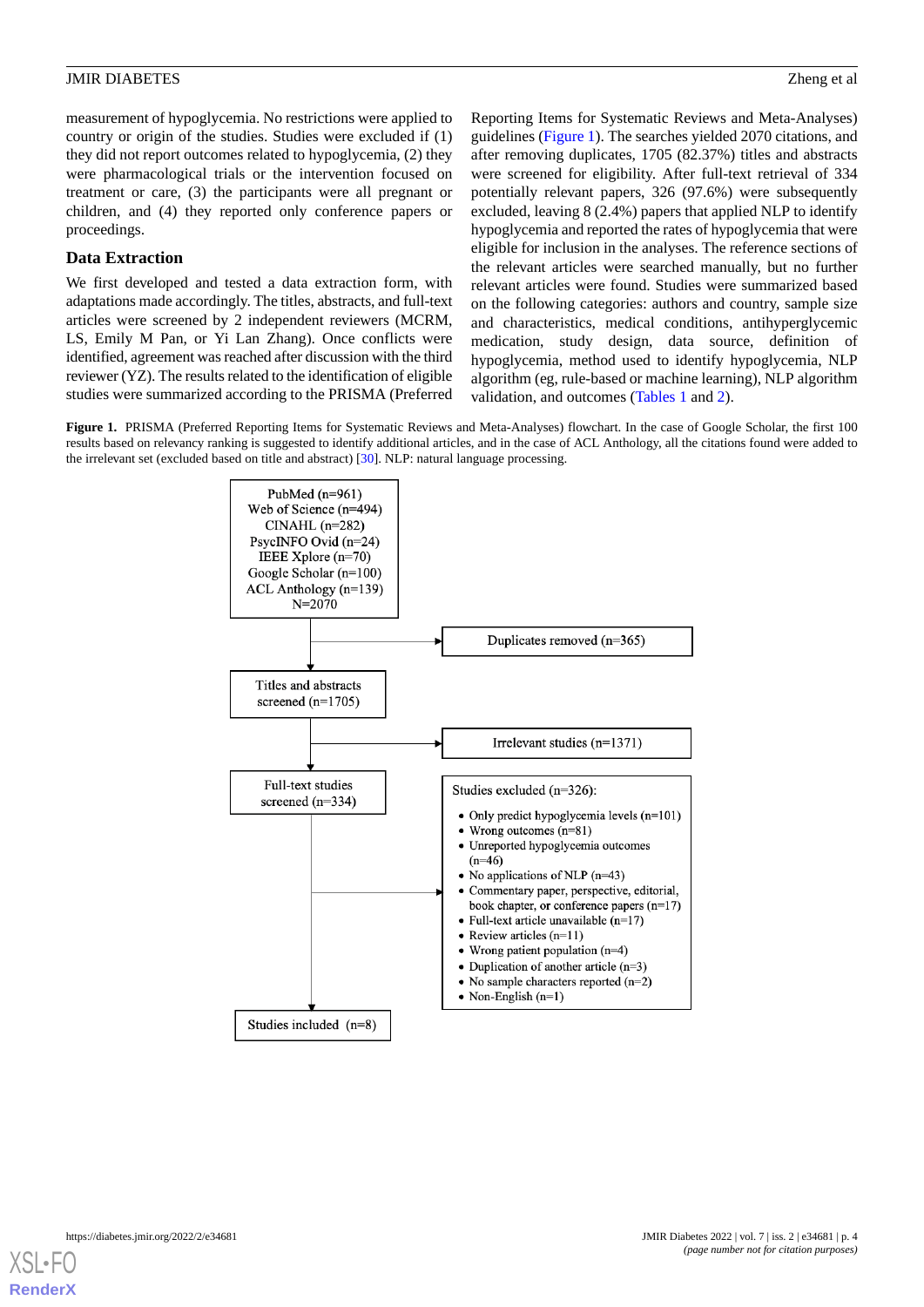measurement of hypoglycemia. No restrictions were applied to country or origin of the studies. Studies were excluded if (1) they did not report outcomes related to hypoglycemia, (2) they were pharmacological trials or the intervention focused on treatment or care, (3) the participants were all pregnant or children, and (4) they reported only conference papers or proceedings.

### Data Extraction

We first developed and tested a data extraction form, with adaptations made accordingly. The titles, abstracts, and full-text articles were screened by 2 independent reviewers (MCRM, LS, Emily M Pan, or Yi Lan Zhang). Once conflicts were identified, agreement was reached after discussion with the third reviewer (YZ). The results related to the identification of eligible studies were summarized according to the PRISMA (Preferred Reporting Items for Systematic Reviews and Meta-Analyses) guidelines (Figure 1). The searches yielded 2070 citations, and after removing duplicates, 1705 (82.37%) titles and abstracts were screened for eligibility. After full-text retrieval of 334 potentially relevant papers, 326 (97.6%) were subsequently excluded, leaving 8 (2.4%) papers that applied NLP to identify hypoglycemia and reported the rates of hypoglycemia that were eligible for inclusion in the analyses. The reference sections of the relevant articles were searched manually, but no further relevant articles were found. Studies were summarized based on the following categories: authors and country, sample size and characteristics, medical conditions, antihyperglycemic medication, study design, data source, definition of hypoglycemia, method used to identify hypoglycemia, NLP algorithm (eg, rule-based or machine learning), NLP algorithm validation, and outcomes (Tables 1 and 2).

**Figure 1.** PRISMA (Preferred Reporting Items for Systematic Reviews and Meta-Analyses) flowchart. In the case of Google Scholar, the first 100 results based on relevancy ranking is suggested to identify additional articles, and in the case of ACL Anthology, all the citations found were added to the irrelevant set (excluded based on title and abstract) [30]. NLP: natural language processing.

PubMed (n=961)
Web of Science (n=494)
CINAHL (n=282)
PsycINFO Ovid (n=24)
IEEE Xplore (n=70)
Google Scholar (n=100)
ACL Anthology (n=139)
N=2070

→ Duplicates removed (n=365)

Titles and abstracts screened (n=1705)

→ Irrelevant studies (n=1371)

Full-text studies screened (n=334)

→ Studies excluded (n=326):

- Only predict hypoglycemia levels (n=101)
- Wrong outcomes (n=81)
- Unreported hypoglycemia outcomes (n=46)
- No applications of NLP (n=43)
- Commentary paper, perspective, editorial, book chapter, or conference papers (n=17)
- Full-text article unavailable (n=17)
- Review articles (n=11)
- Wrong patient population (n=4)
- Duplication of another article (n=3)
- No sample characters reported (n=2)
- Non-English (n=1)

Studies included (n=8)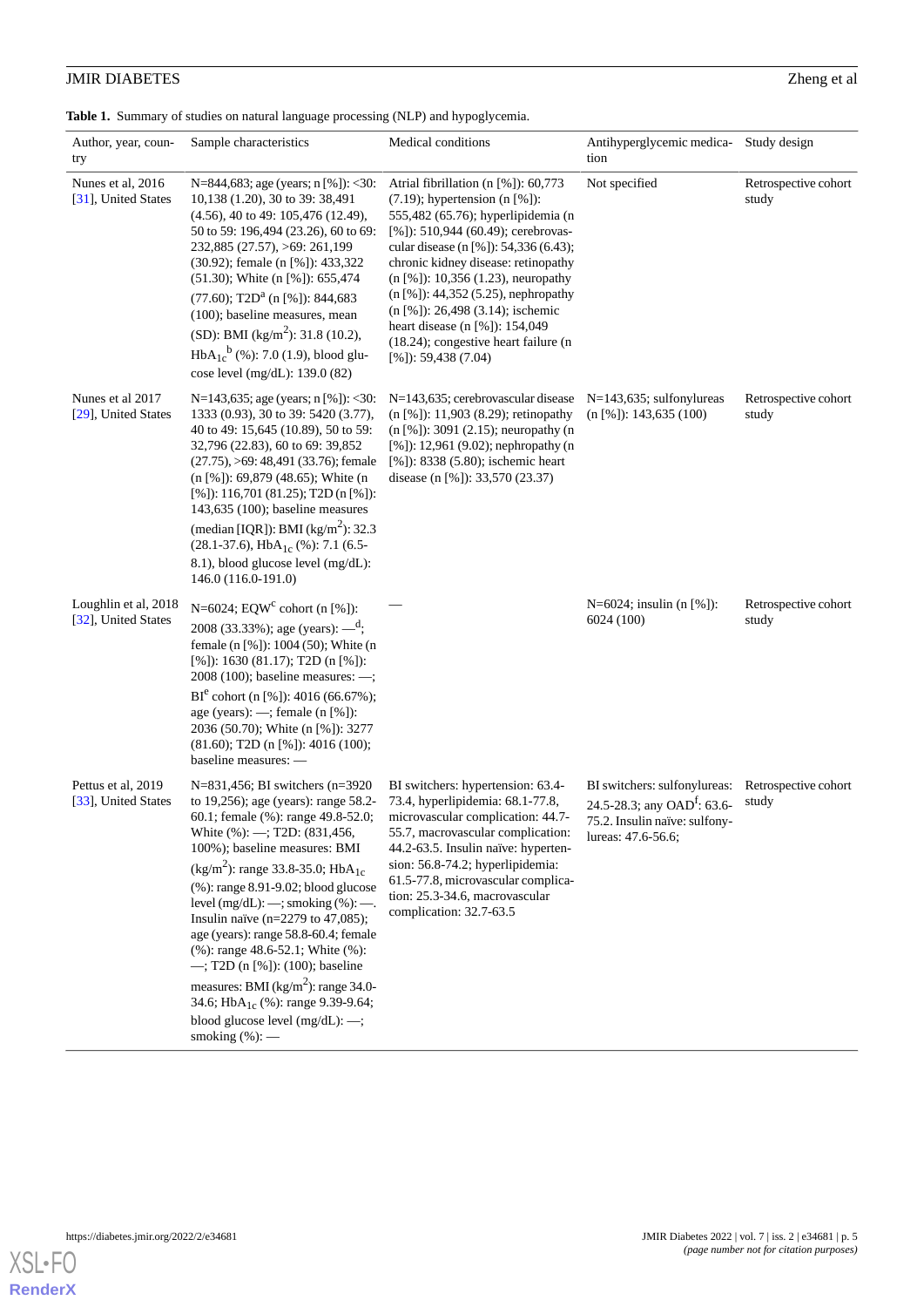**Table 1.** Summary of studies on natural language processing (NLP) and hypoglycemia.

| Author, year, country | Sample characteristics | Medical conditions | Antihyperglycemic medication | Study design |
|---|---|---|---|---|
| Nunes et al, 2016 [31], United States | N=844,683; age (years; n [%]): <30: 10,138 (1.20), 30 to 39: 38,491 (4.56), 40 to 49: 105,476 (12.49), 50 to 59: 196,494 (23.26), 60 to 69: 232,885 (27.57), >69: 261,199 (30.92); female (n [%]): 433,322 (51.30); White (n [%]): 655,474 (77.60); T2D[a] (n [%]): 844,683 (100); baseline measures, mean (SD): BMI (kg/m$^2$): 31.8 (10.2), $HbA_{1c}$[b] (%): 7.0 (1.9), blood glucose level (mg/dL): 139.0 (82) | Atrial fibrillation (n [%]): 60,773 (7.19); hypertension (n [%]): 555,482 (65.76); hyperlipidemia (n [%]): 510,944 (60.49); cerebrovascular disease (n [%]): 54,336 (6.43); chronic kidney disease: retinopathy (n [%]): 10,356 (1.23), neuropathy (n [%]): 44,352 (5.25), nephropathy (n [%]): 26,498 (3.14); ischemic heart disease (n [%]): 154,049 (18.24); congestive heart failure (n [%]): 59,438 (7.04) | Not specified | Retrospective cohort study |
| Nunes et al 2017 [29], United States | N=143,635; age (years; n [%]): <30: 1333 (0.93), 30 to 39: 5420 (3.77), 40 to 49: 15,645 (10.89), 50 to 59: 32,796 (22.83), 60 to 69: 39,852 (27.75), >69: 48,491 (33.76); female (n [%]): 69,879 (48.65); White (n [%]): 116,701 (81.25); T2D (n [%]): 143,635 (100); baseline measures (median [IQR]): BMI (kg/m$^2$): 32.3 (28.1-37.6), $HbA_{1c}$ (%): 7.1 (6.5-8.1), blood glucose level (mg/dL): 146.0 (116.0-191.0) | N=143,635; cerebrovascular disease (n [%]): 11,903 (8.29); retinopathy (n [%]): 3091 (2.15); neuropathy (n [%]): 12,961 (9.02); nephropathy (n [%]): 8338 (5.80); ischemic heart disease (n [%]): 33,570 (23.37) | N=143,635; sulfonylureas (n [%]): 143,635 (100) | Retrospective cohort study |
| Loughlin et al, 2018 [32], United States | N=6024; EQW[c] cohort (n [%]): 2008 (33.33%); age (years): —[d]; female (n [%]): 1004 (50); White (n [%]): 1630 (81.17); T2D (n [%]): 2008 (100); baseline measures: —; BI[e] cohort (n [%]): 4016 (66.67%); age (years): —; female (n [%]): 2036 (50.70); White (n [%]): 3277 (81.60); T2D (n [%]): 4016 (100); baseline measures: — | — | N=6024; insulin (n [%]): 6024 (100) | Retrospective cohort study |
| Pettus et al, 2019 [33], United States | N=831,456; BI switchers (n=3920 to 19,256); age (years): range 58.2-60.1; female (%): range 49.8-52.0; White (%): —; T2D: (831,456, 100%); baseline measures: BMI (kg/m$^2$): range 33.8-35.0; $HbA_{1c}$ (%): range 8.91-9.02; blood glucose level (mg/dL): —; smoking (%): —. Insulin naïve (n=2279 to 47,085); age (years): range 58.8-60.4; female (%): range 48.6-52.1; White (%): —; T2D (n [%]): (100); baseline measures: BMI (kg/m$^2$): range 34.0-34.6; $HbA_{1c}$ (%): range 9.39-9.64; blood glucose level (mg/dL): —; smoking (%): — | BI switchers: hypertension: 63.4-73.4, hyperlipidemia: 68.1-77.8, microvascular complication: 44.7-55.7, macrovascular complication: 44.2-63.5. Insulin naïve: hypertension: 56.8-74.2; hyperlipidemia: 61.5-77.8, microvascular complication: 25.3-34.6, macrovascular complication: 32.7-63.5 | BI switchers: sulfonylureas: 24.5-28.3; any OAD[f]: 63.6-75.2. Insulin naïve: sulfonylureas: 47.6-56.6; | Retrospective cohort study |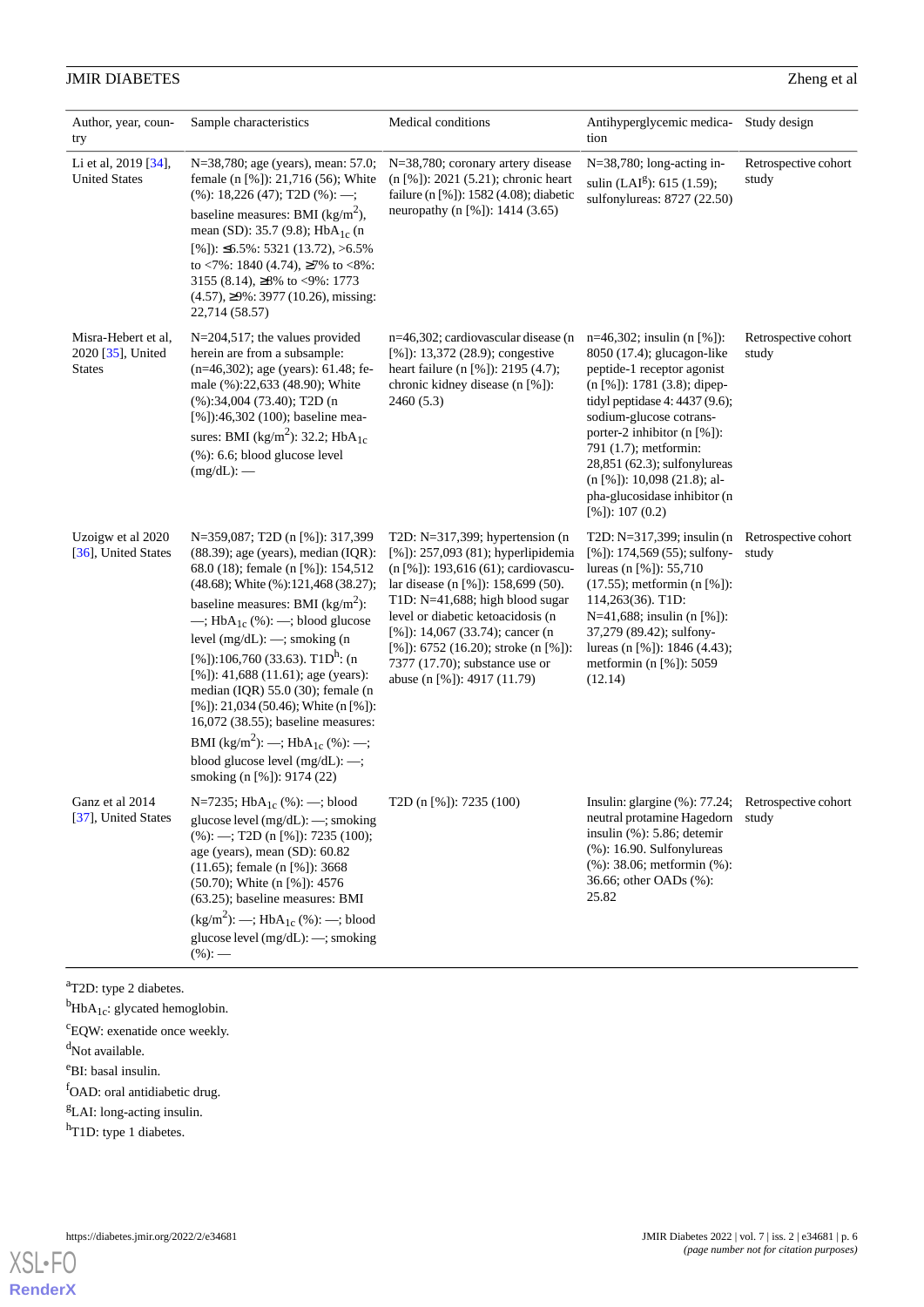| Author, year, country | Sample characteristics | Medical conditions | Antihyperglycemic medication | Study design |
|---|---|---|---|---|
| Li et al, 2019 [34], United States | N=38,780; age (years), mean: 57.0; female (n [%]): 21,716 (56); White (%): 18,226 (47); T2D (%): —; baseline measures: BMI (kg/m$^2$), mean (SD): 35.7 (9.8); $HbA_{1c}$ (n [%]): ≤6.5%: 5321 (13.72), >6.5% to <7%: 1840 (4.74), ≥7% to <8%: 3155 (8.14), ≥8% to <9%: 1773 (4.57), ≥9%: 3977 (10.26), missing: 22,714 (58.57) | N=38,780; coronary artery disease (n [%]): 2021 (5.21); chronic heart failure (n [%]): 1582 (4.08); diabetic neuropathy (n [%]): 1414 (3.65) | N=38,780; long-acting insulin (LAI[g]): 615 (1.59); sulfonylureas: 8727 (22.50) | Retrospective cohort study |
| Misra-Hebert et al, 2020 [35], United States | N=204,517; the values provided herein are from a subsample: (n=46,302); age (years): 61.48; female (%):22,633 (48.90); White (%):34,004 (73.40); T2D (n [%]):46,302 (100); baseline measures: BMI (kg/m$^2$): 32.2; $HbA_{1c}$ (%): 6.6; blood glucose level (mg/dL): — | n=46,302; cardiovascular disease (n [%]): 13,372 (28.9); congestive heart failure (n [%]): 2195 (4.7); chronic kidney disease (n [%]): 2460 (5.3) | n=46,302; insulin (n [%]): 8050 (17.4); glucagon-like peptide-1 receptor agonist (n [%]): 1781 (3.8); dipeptidyl peptidase 4: 4437 (9.6); sodium-glucose cotransporter-2 inhibitor (n [%]): 791 (1.7); metformin: 28,851 (62.3); sulfonylureas (n [%]): 10,098 (21.8); alpha-glucosidase inhibitor (n [%]): 107 (0.2) | Retrospective cohort study |
| Uzoigw et al 2020 [36], United States | N=359,087; T2D (n [%]): 317,399 (88.39); age (years), median (IQR): 68.0 (18); female (n [%]): 154,512 (48.68); White (%):121,468 (38.27); baseline measures: BMI (kg/m$^2$): —; $HbA_{1c}$ (%): —; blood glucose level (mg/dL): —; smoking (n [%]):106,760 (33.63). T1D[h]: (n [%]): 41,688 (11.61); age (years): median (IQR) 55.0 (30); female (n [%]): 21,034 (50.46); White (n [%]): 16,072 (38.55); baseline measures: BMI (kg/m$^2$): —; $HbA_{1c}$ (%): —; blood glucose level (mg/dL): —; smoking (n [%]): 9174 (22) | T2D: N=317,399; hypertension (n [%]): 257,093 (81); hyperlipidemia (n [%]): 193,616 (61); cardiovascular disease (n [%]): 158,699 (50). T1D: N=41,688; high blood sugar level or diabetic ketoacidosis (n [%]): 14,067 (33.74); cancer (n [%]): 6752 (16.20); stroke (n [%]): 7377 (17.70); substance use or abuse (n [%]): 4917 (11.79) | T2D: N=317,399; insulin (n [%]): 174,569 (55); sulfonylureas (n [%]): 55,710 (17.55); metformin (n [%]): 114,263(36). T1D: N=41,688; insulin (n [%]): 37,279 (89.42); sulfonylureas (n [%]): 1846 (4.43); metformin (n [%]): 5059 (12.14) | Retrospective cohort study |
| Ganz et al 2014 [37], United States | N=7235; $HbA_{1c}$ (%): —; blood glucose level (mg/dL): —; smoking (%): —; T2D (n [%]): 7235 (100); age (years), mean (SD): 60.82 (11.65); female (n [%]): 3668 (50.70); White (n [%]): 4576 (63.25); baseline measures: BMI (kg/m$^2$): —; $HbA_{1c}$ (%): —; blood glucose level (mg/dL): —; smoking (%): — | T2D (n [%]): 7235 (100) | Insulin: glargine (%): 77.24; neutral protamine Hagedorn insulin (%): 5.86; detemir (%): 16.90. Sulfonylureas (%): 38.06; metformin (%): 36.66; other OADs (%): 25.82 | Retrospective cohort study |

[a]T2D: type 2 diabetes.

[b]$HbA_{1c}$: glycated hemoglobin.

[c]EQW: exenatide once weekly.

[d]Not available.

[e]BI: basal insulin.

[f]OAD: oral antidiabetic drug.

[g]LAI: long-acting insulin.

[h]T1D: type 1 diabetes.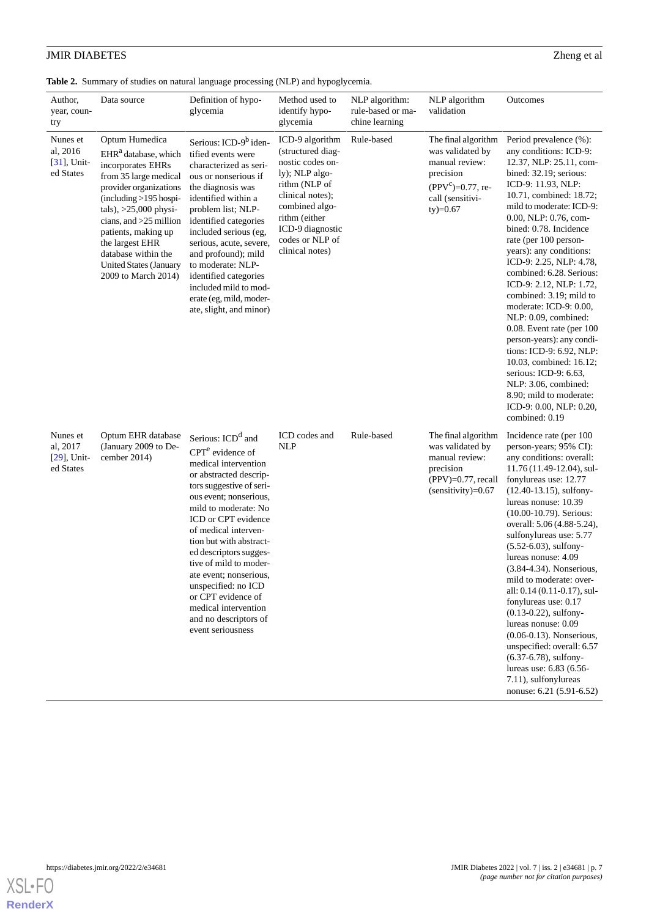**Table 2.** Summary of studies on natural language processing (NLP) and hypoglycemia.

| Author, year, country | Data source | Definition of hypoglycemia | Method used to identify hypoglycemia | NLP algorithm: rule-based or machine learning | NLP algorithm validation | Outcomes |
|---|---|---|---|---|---|---|
| Nunes et al, 2016 [31], United States | Optum Humedica EHR[a] database, which incorporates EHRs from 35 large medical provider organizations (including >195 hospitals), >25,000 physicians, and >25 million patients, making up the largest EHR database within the United States (January 2009 to March 2014) | Serious: ICD-9[b] identified events were characterized as serious or nonserious if the diagnosis was identified within a problem list; NLP-identified categories included serious (eg, serious, acute, severe, and profound); mild to moderate: NLP-identified categories included mild to moderate (eg, mild, moderate, slight, and minor) | ICD-9 algorithm (structured diagnostic codes only); NLP algorithm (NLP of clinical notes); combined algorithm (either ICD-9 diagnostic codes or NLP of clinical notes) | Rule-based | The final algorithm was validated by manual review: precision (PPV[c])=0.77, recall (sensitivity)=0.67 | Period prevalence (%): any conditions: ICD-9: 12.37, NLP: 25.11, combined: 32.19; serious: ICD-9: 11.93, NLP: 10.71, combined: 18.72; mild to moderate: ICD-9: 0.00, NLP: 0.76, combined: 0.78. Incidence rate (per 100 person-years): any conditions: ICD-9: 2.25, NLP: 4.78, combined: 6.28. Serious: ICD-9: 2.12, NLP: 1.72, combined: 3.19; mild to moderate: ICD-9: 0.00, NLP: 0.09, combined: 0.08. Event rate (per 100 person-years): any conditions: ICD-9: 6.92, NLP: 10.03, combined: 16.12; serious: ICD-9: 6.63, NLP: 3.06, combined: 8.90; mild to moderate: ICD-9: 0.00, NLP: 0.20, combined: 0.19 |
| Nunes et al, 2017 [29], United States | Optum EHR database (January 2009 to December 2014) | Serious: ICD[d] and CPT[e] evidence of medical intervention or abstracted descriptors suggestive of serious event; nonserious, mild to moderate: No ICD or CPT evidence of medical intervention but with abstracted descriptors suggestive of mild to moderate event; nonserious, unspecified: no ICD or CPT evidence of medical intervention and no descriptors of event seriousness | ICD codes and NLP | Rule-based | The final algorithm was validated by manual review: precision (PPV)=0.77, recall (sensitivity)=0.67 | Incidence rate (per 100 person-years; 95% CI): any conditions: overall: 11.76 (11.49-12.04), sulfonylureas use: 12.77 (12.40-13.15), sulfonylureas nonuse: 10.39 (10.00-10.79). Serious: overall: 5.06 (4.88-5.24), sulfonylureas use: 5.77 (5.52-6.03), sulfonylureas nonuse: 4.09 (3.84-4.34). Nonserious, mild to moderate: overall: 0.14 (0.11-0.17), sulfonylureas use: 0.17 (0.13-0.22), sulfonylureas nonuse: 0.09 (0.06-0.13). Nonserious, unspecified: overall: 6.57 (6.37-6.78), sulfonylureas use: 6.83 (6.56-7.11), sulfonylureas nonuse: 6.21 (5.91-6.52) |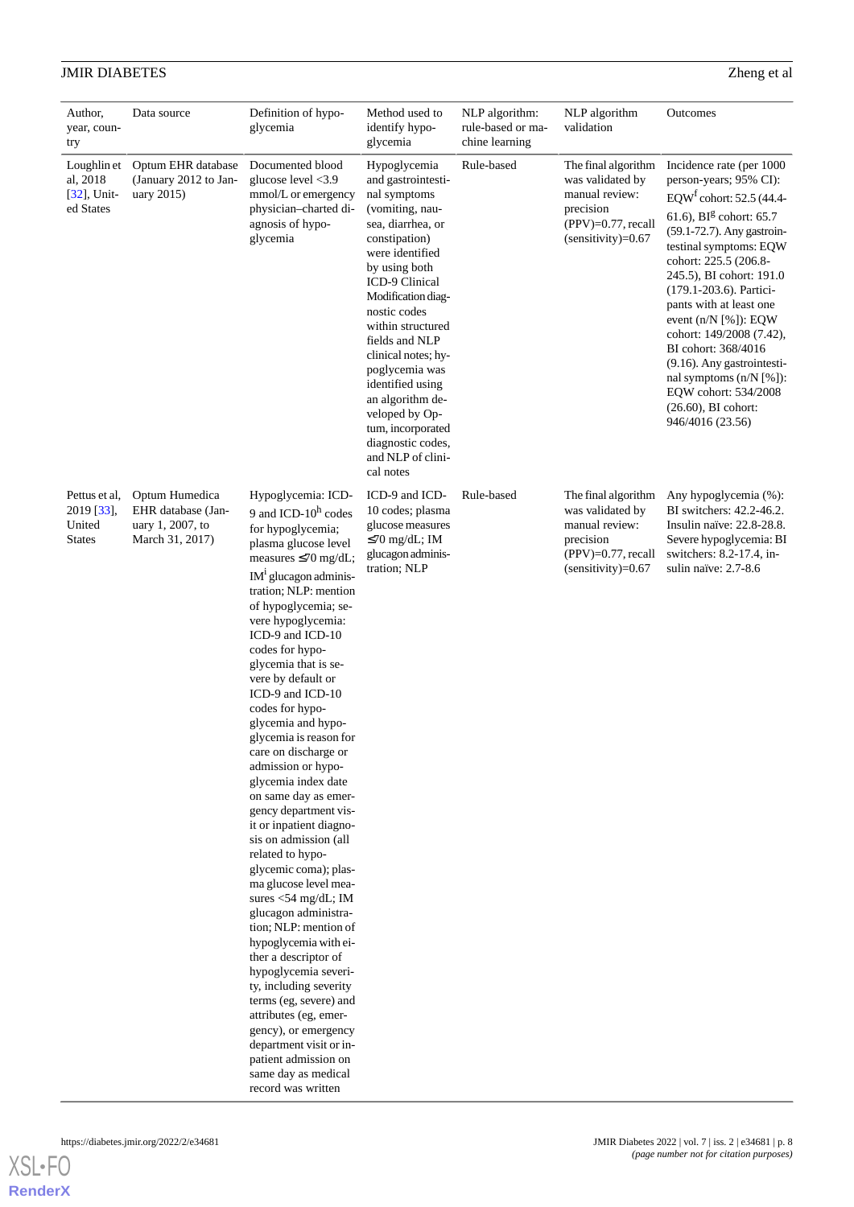| Author, year, country | Data source | Definition of hypoglycemia | Method used to identify hypoglycemia | NLP algorithm: rule-based or machine learning | NLP algorithm validation | Outcomes |
|---|---|---|---|---|---|---|
| Loughlin et al, 2018 [32], United States | Optum EHR database (January 2012 to January 2015) | Documented blood glucose level <3.9 mmol/L or emergency physician–charted diagnosis of hypoglycemia | Hypoglycemia and gastrointestinal symptoms (vomiting, nausea, diarrhea, or constipation) were identified by using both ICD-9 Clinical Modification diagnostic codes within structured fields and NLP clinical notes; hypoglycemia was identified using an algorithm developed by Optum, incorporated diagnostic codes, and NLP of clinical notes | Rule-based | The final algorithm was validated by manual review: precision (PPV)=0.77, recall (sensitivity)=0.67 | Incidence rate (per 1000 person-years; 95% CI): EQW[f] cohort: 52.5 (44.4-61.6), BI[g] cohort: 65.7 (59.1-72.7). Any gastrointestinal symptoms: EQW cohort: 225.5 (206.8-245.5), BI cohort: 191.0 (179.1-203.6). Participants with at least one event (n/N [%]): EQW cohort: 149/2008 (7.42), BI cohort: 368/4016 (9.16). Any gastrointestinal symptoms (n/N [%]): EQW cohort: 534/2008 (26.60), BI cohort: 946/4016 (23.56) |
| Pettus et al, 2019 [33], United States | Optum Humedica EHR database (January 1, 2007, to March 31, 2017) | Hypoglycemia: ICD-9 and ICD-10[h] codes for hypoglycemia; plasma glucose level measures ≤70 mg/dL; IM[i] glucagon administration; NLP: mention of hypoglycemia; severe hypoglycemia: ICD-9 and ICD-10 codes for hypoglycemia that is severe by default or ICD-9 and ICD-10 codes for hypoglycemia and hypoglycemia is reason for care on discharge or admission or hypoglycemia index date on same day as emergency department visit or inpatient diagnosis on admission (all related to hypoglycemic coma); plasma glucose level measures <54 mg/dL; IM glucagon administration; NLP: mention of hypoglycemia with either a descriptor of hypoglycemia severity, including severity terms (eg, severe) and attributes (eg, emergency), or emergency department visit or inpatient admission on same day as medical record was written | ICD-9 and ICD-10 codes; plasma glucose measures ≤70 mg/dL; IM glucagon administration; NLP | Rule-based | The final algorithm was validated by manual review: precision (PPV)=0.77, recall (sensitivity)=0.67 | Any hypoglycemia (%): BI switchers: 42.2-46.2. Insulin naïve: 22.8-28.8. Severe hypoglycemia: BI switchers: 8.2-17.4, insulin naïve: 2.7-8.6 |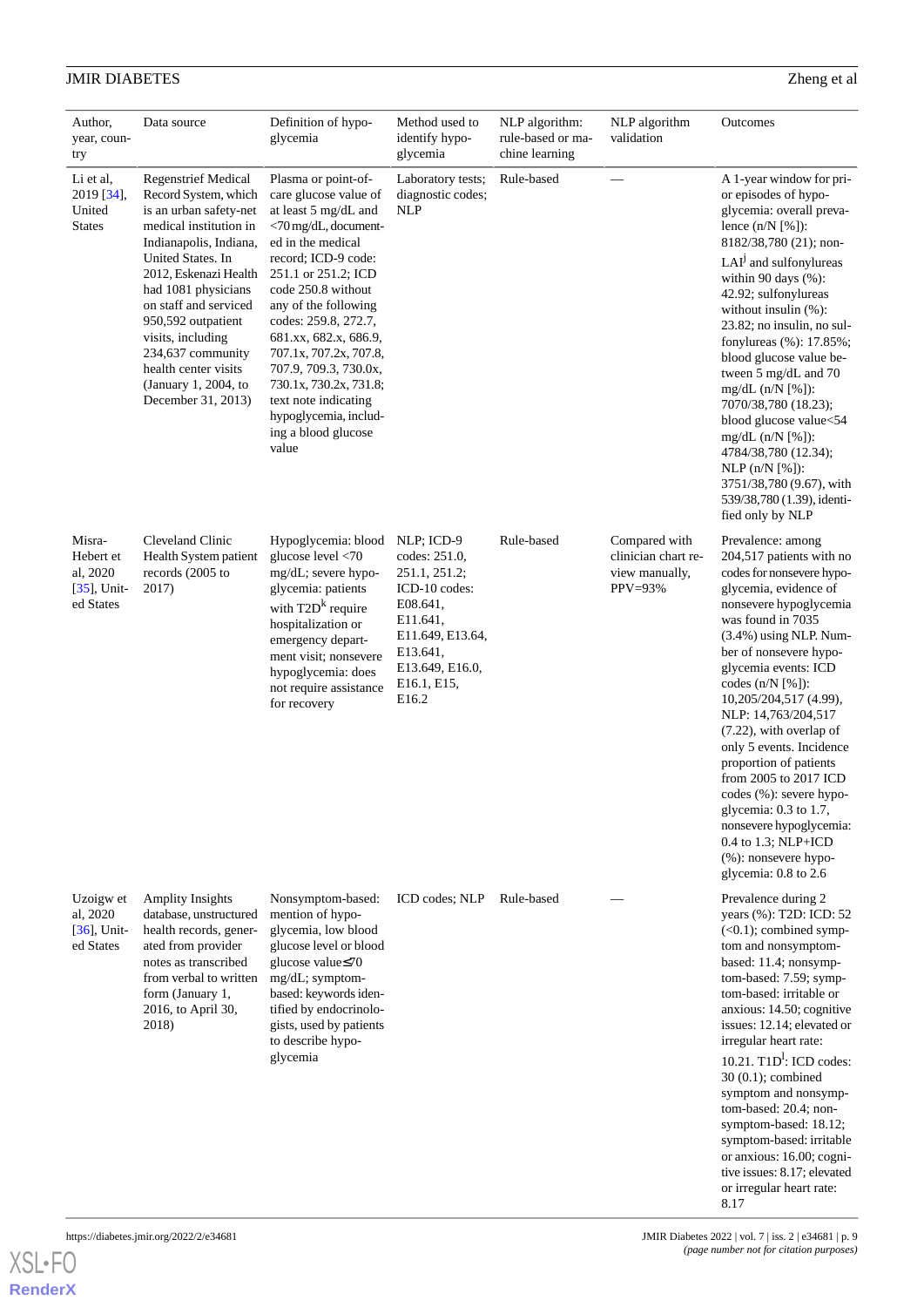| Author, year, country | Data source | Definition of hypoglycemia | Method used to identify hypoglycemia | NLP algorithm: rule-based or machine learning | NLP algorithm validation | Outcomes |
|---|---|---|---|---|---|---|
| Li et al, 2019 [34], United States | Regenstrief Medical Record System, which is an urban safety-net medical institution in Indianapolis, Indiana, United States. In 2012, Eskenazi Health had 1081 physicians on staff and serviced 950,592 outpatient visits, including 234,637 community health center visits (January 1, 2004, to December 31, 2013) | Plasma or point-of-care glucose value of at least 5 mg/dL and <70 mg/dL, documented in the medical record; ICD-9 code: 251.1 or 251.2; ICD code 250.8 without any of the following codes: 259.8, 272.7, 681.xx, 682.x, 686.9, 707.1x, 707.2x, 707.8, 707.9, 709.3, 730.0x, 730.1x, 730.2x, 731.8; text note indicating hypoglycemia, including a blood glucose value | Laboratory tests; diagnostic codes; NLP | Rule-based | — | A 1-year window for prior episodes of hypoglycemia: overall prevalence (n/N [%]): 8182/38,780 (21); non-LAI[j] and sulfonylureas within 90 days (%): 42.92; sulfonylureas without insulin (%): 23.82; no insulin, no sulfonylureas (%): 17.85%; blood glucose value between 5 mg/dL and 70 mg/dL (n/N [%]): 7070/38,780 (18.23); blood glucose value<54 mg/dL (n/N [%]): 4784/38,780 (12.34); NLP (n/N [%]): 3751/38,780 (9.67), with 539/38,780 (1.39), identified only by NLP |
| Misra-Hebert et al, 2020 [35], United States | Cleveland Clinic Health System patient records (2005 to 2017) | Hypoglycemia: blood glucose level <70 mg/dL; severe hypoglycemia: patients with T2D[k] require hospitalization or emergency department visit; nonsevere hypoglycemia: does not require assistance for recovery | NLP; ICD-9 codes: 251.0, 251.1, 251.2; ICD-10 codes: E08.641, E11.641, E11.649, E13.64, E13.641, E13.649, E16.0, E16.1, E15, E16.2 | Rule-based | Compared with clinician chart review manually, PPV=93% | Prevalence: among 204,517 patients with no codes for nonsevere hypoglycemia, evidence of nonsevere hypoglycemia was found in 7035 (3.4%) using NLP. Number of nonsevere hypoglycemia events: ICD codes (n/N [%]): 10,205/204,517 (4.99), NLP: 14,763/204,517 (7.22), with overlap of only 5 events. Incidence proportion of patients from 2005 to 2017 ICD codes (%): severe hypoglycemia: 0.3 to 1.7, nonsevere hypoglycemia: 0.4 to 1.3; NLP+ICD (%): nonsevere hypoglycemia: 0.8 to 2.6 |
| Uzoigw et al, 2020 [36], United States | Amplity Insights database, unstructured health records, generated from provider notes as transcribed from verbal to written form (January 1, 2016, to April 30, 2018) | Nonsymptom-based: mention of hypoglycemia, low blood glucose level or blood glucose value≤70 mg/dL; symptom-based: keywords identified by endocrinologists, used by patients to describe hypoglycemia | ICD codes; NLP | Rule-based | — | Prevalence during 2 years (%): T2D: ICD: 52 (<0.1); combined symptom and nonsymptom-based: 11.4; nonsymptom-based: 7.59; symptom-based: irritable or anxious: 14.50; cognitive issues: 12.14; elevated or irregular heart rate: 10.21. T1D[l]: ICD codes: 30 (0.1); combined symptom and nonsymptom-based: 20.4; nonsymptom-based: 18.12; symptom-based: irritable or anxious: 16.00; cognitive issues: 8.17; elevated or irregular heart rate: 8.17 |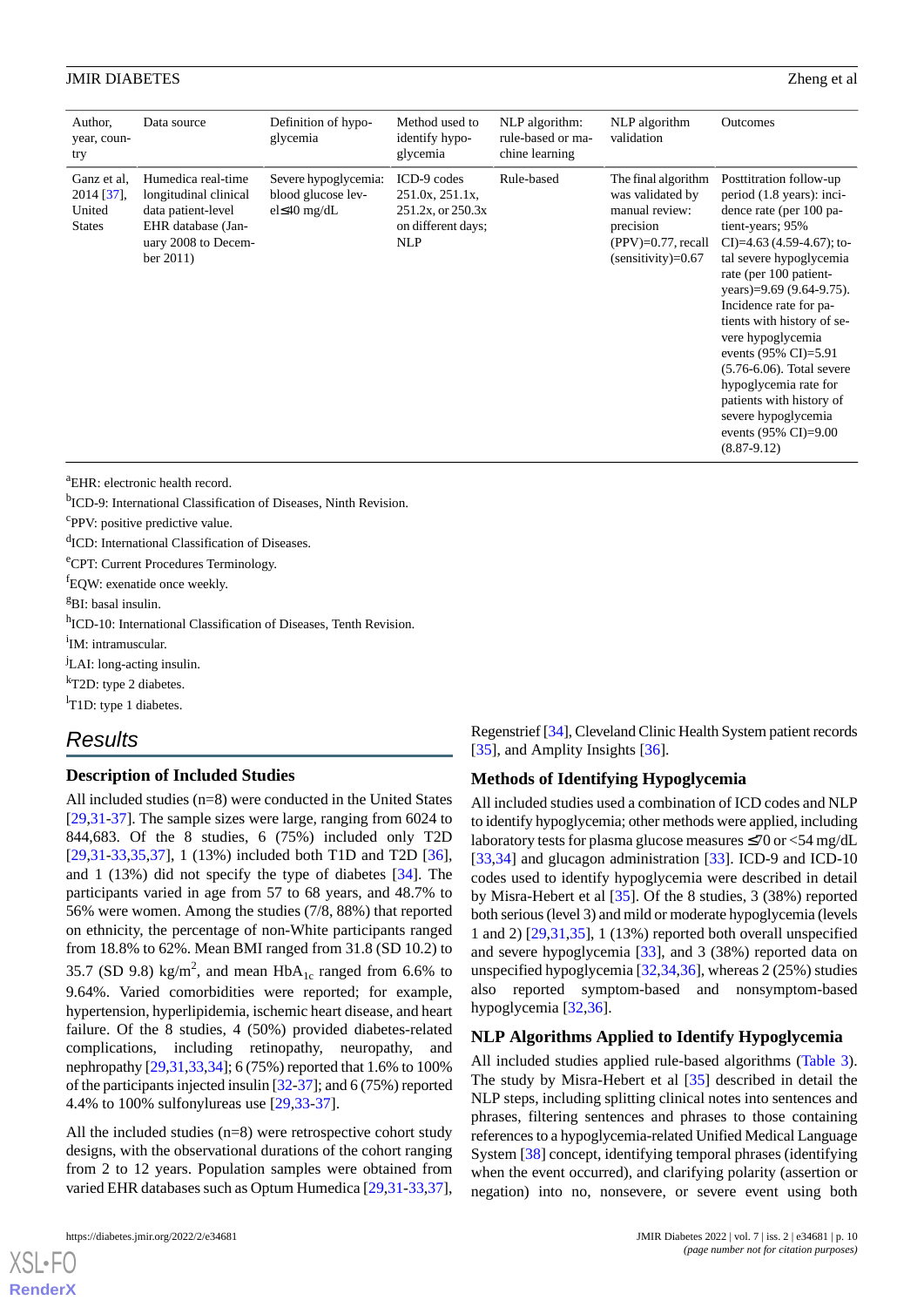| Author, year, country | Data source | Definition of hypoglycemia | Method used to identify hypoglycemia | NLP algorithm: rule-based or machine learning | NLP algorithm validation | Outcomes |
|---|---|---|---|---|---|---|
| Ganz et al, 2014 [37], United States | Humedica real-time longitudinal clinical data patient-level EHR database (January 2008 to December 2011) | Severe hypoglycemia: blood glucose level≤40 mg/dL | ICD-9 codes 251.0x, 251.1x, 251.2x, or 250.3x on different days; NLP | Rule-based | The final algorithm was validated by manual review: precision (PPV)=0.77, recall (sensitivity)=0.67 | Posttitration follow-up period (1.8 years): incidence rate (per 100 patient-years; 95% CI)=4.63 (4.59-4.67); total severe hypoglycemia rate (per 100 patient-years)=9.69 (9.64-9.75). Incidence rate for patients with history of severe hypoglycemia events (95% CI)=5.91 (5.76-6.06). Total severe hypoglycemia rate for patients with history of severe hypoglycemia events (95% CI)=9.00 (8.87-9.12) |

[a]EHR: electronic health record.

[b]ICD-9: International Classification of Diseases, Ninth Revision.

[c]PPV: positive predictive value.

[d]ICD: International Classification of Diseases.

[e]CPT: Current Procedures Terminology.

[f]EQW: exenatide once weekly.

[g]BI: basal insulin.

[h]ICD-10: International Classification of Diseases, Tenth Revision.

[i]IM: intramuscular.

[j]LAI: long-acting insulin.

[k]T2D: type 2 diabetes.

[l]T1D: type 1 diabetes.

## Results

### Description of Included Studies

All included studies (n=8) were conducted in the United States [29,31-37]. The sample sizes were large, ranging from 6024 to 844,683. Of the 8 studies, 6 (75%) included only T2D [29,31-33,35,37], 1 (13%) included both T1D and T2D [36], and 1 (13%) did not specify the type of diabetes [34]. The participants varied in age from 57 to 68 years, and 48.7% to 56% were women. Among the studies (7/8, 88%) that reported on ethnicity, the percentage of non-White participants ranged from 18.8% to 62%. Mean BMI ranged from 31.8 (SD 10.2) to 35.7 (SD 9.8) kg/m$^2$, and mean $HbA_{1c}$ ranged from 6.6% to 9.64%. Varied comorbidities were reported; for example, hypertension, hyperlipidemia, ischemic heart disease, and heart failure. Of the 8 studies, 4 (50%) provided diabetes-related complications, including retinopathy, neuropathy, and nephropathy [29,31,33,34]; 6 (75%) reported that 1.6% to 100% of the participants injected insulin [32-37]; and 6 (75%) reported 4.4% to 100% sulfonylureas use [29,33-37].

All the included studies (n=8) were retrospective cohort study designs, with the observational durations of the cohort ranging from 2 to 12 years. Population samples were obtained from varied EHR databases such as Optum Humedica [29,31-33,37], Regenstrief [34], Cleveland Clinic Health System patient records [35], and Amplity Insights [36].

### Methods of Identifying Hypoglycemia

All included studies used a combination of ICD codes and NLP to identify hypoglycemia; other methods were applied, including laboratory tests for plasma glucose measures ≤70 or <54 mg/dL [33,34] and glucagon administration [33]. ICD-9 and ICD-10 codes used to identify hypoglycemia were described in detail by Misra-Hebert et al [35]. Of the 8 studies, 3 (38%) reported both serious (level 3) and mild or moderate hypoglycemia (levels 1 and 2) [29,31,35], 1 (13%) reported both overall unspecified and severe hypoglycemia [33], and 3 (38%) reported data on unspecified hypoglycemia [32,34,36], whereas 2 (25%) studies also reported symptom-based and nonsymptom-based hypoglycemia [32,36].

### NLP Algorithms Applied to Identify Hypoglycemia

All included studies applied rule-based algorithms (Table 3). The study by Misra-Hebert et al [35] described in detail the NLP steps, including splitting clinical notes into sentences and phrases, filtering sentences and phrases to those containing references to a hypoglycemia-related Unified Medical Language System [38] concept, identifying temporal phrases (identifying when the event occurred), and clarifying polarity (assertion or negation) into no, nonsevere, or severe event using both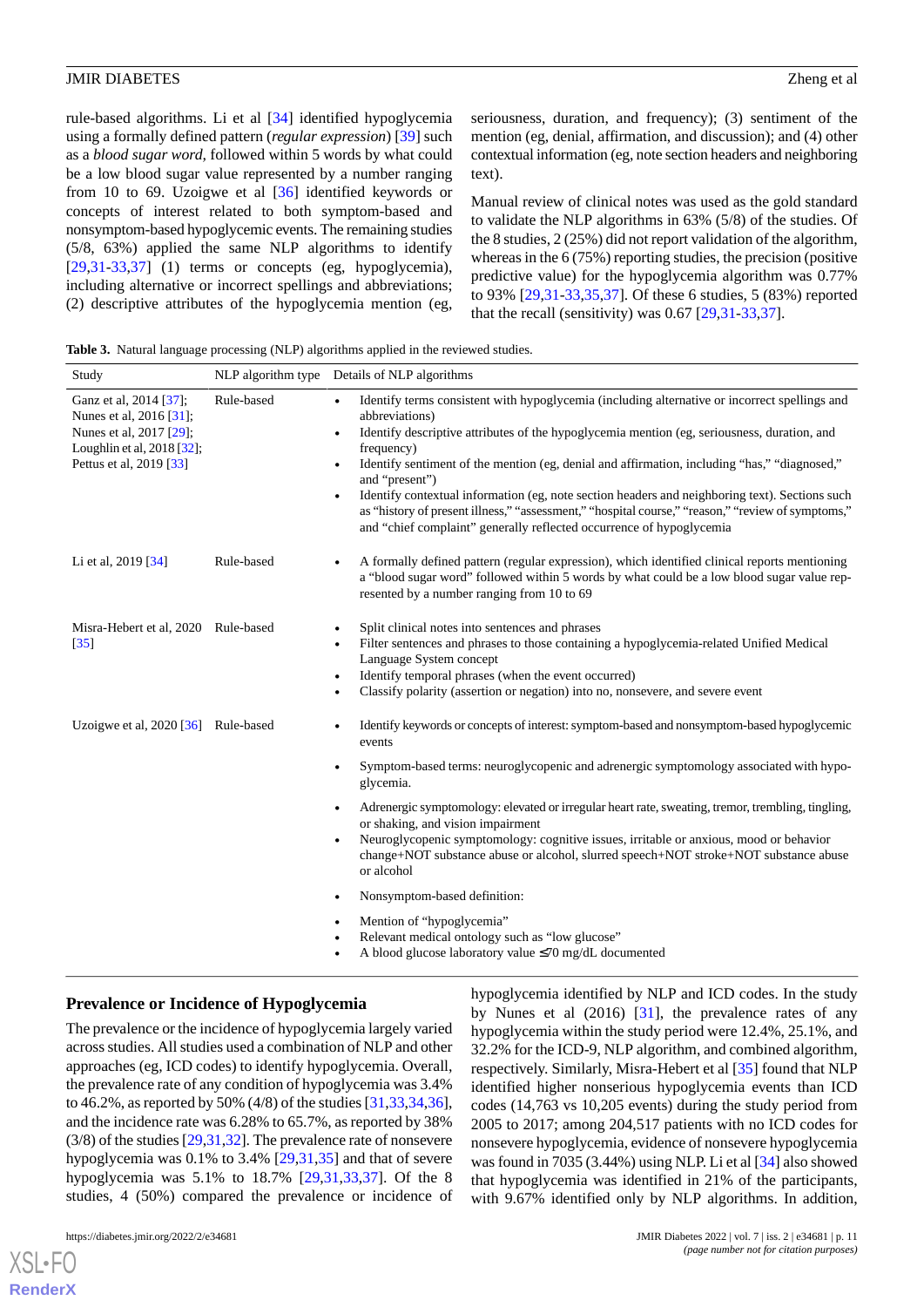rule-based algorithms. Li et al [34] identified hypoglycemia using a formally defined pattern (*regular expression*) [39] such as a *blood sugar word*, followed within 5 words by what could be a low blood sugar value represented by a number ranging from 10 to 69. Uzoigwe et al [36] identified keywords or concepts of interest related to both symptom-based and nonsymptom-based hypoglycemic events. The remaining studies (5/8, 63%) applied the same NLP algorithms to identify [29,31-33,37] (1) terms or concepts (eg, hypoglycemia), including alternative or incorrect spellings and abbreviations; (2) descriptive attributes of the hypoglycemia mention (eg, seriousness, duration, and frequency); (3) sentiment of the mention (eg, denial, affirmation, and discussion); and (4) other contextual information (eg, note section headers and neighboring text).

Manual review of clinical notes was used as the gold standard to validate the NLP algorithms in 63% (5/8) of the studies. Of the 8 studies, 2 (25%) did not report validation of the algorithm, whereas in the 6 (75%) reporting studies, the precision (positive predictive value) for the hypoglycemia algorithm was 0.77% to 93% [29,31-33,35,37]. Of these 6 studies, 5 (83%) reported that the recall (sensitivity) was 0.67 [29,31-33,37].

**Table 3.** Natural language processing (NLP) algorithms applied in the reviewed studies.

| Study | NLP algorithm type | Details of NLP algorithms |
|---|---|---|
| Ganz et al, 2014 [37]; Nunes et al, 2016 [31]; Nunes et al, 2017 [29]; Loughlin et al, 2018 [32]; Pettus et al, 2019 [33] | Rule-based | • Identify terms consistent with hypoglycemia (including alternative or incorrect spellings and abbreviations) <br> • Identify descriptive attributes of the hypoglycemia mention (eg, seriousness, duration, and frequency) <br> • Identify sentiment of the mention (eg, denial and affirmation, including "has," "diagnosed," and "present") <br> • Identify contextual information (eg, note section headers and neighboring text). Sections such as "history of present illness," "assessment," "hospital course," "reason," "review of symptoms," and "chief complaint" generally reflected occurrence of hypoglycemia |
| Li et al, 2019 [34] | Rule-based | • A formally defined pattern (regular expression), which identified clinical reports mentioning a "blood sugar word" followed within 5 words by what could be a low blood sugar value represented by a number ranging from 10 to 69 |
| Misra-Hebert et al, 2020 [35] | Rule-based | • Split clinical notes into sentences and phrases <br> • Filter sentences and phrases to those containing a hypoglycemia-related Unified Medical Language System concept <br> • Identify temporal phrases (when the event occurred) <br> • Classify polarity (assertion or negation) into no, nonsevere, and severe event |
| Uzoigwe et al, 2020 [36] | Rule-based | • Identify keywords or concepts of interest: symptom-based and nonsymptom-based hypoglycemic events <br> • Symptom-based terms: neuroglycopenic and adrenergic symptomology associated with hypoglycemia. <br> • Adrenergic symptomology: elevated or irregular heart rate, sweating, tremor, trembling, tingling, or shaking, and vision impairment <br> • Neuroglycopenic symptomology: cognitive issues, irritable or anxious, mood or behavior change+NOT substance abuse or alcohol, slurred speech+NOT stroke+NOT substance abuse or alcohol <br> • Nonsymptom-based definition: <br> • Mention of "hypoglycemia" <br> • Relevant medical ontology such as "low glucose" <br> • A blood glucose laboratory value ≤70 mg/dL documented |

### Prevalence or Incidence of Hypoglycemia

The prevalence or the incidence of hypoglycemia largely varied across studies. All studies used a combination of NLP and other approaches (eg, ICD codes) to identify hypoglycemia. Overall, the prevalence rate of any condition of hypoglycemia was 3.4% to 46.2%, as reported by 50% (4/8) of the studies [31,33,34,36], and the incidence rate was 6.28% to 65.7%, as reported by 38% (3/8) of the studies [29,31,32]. The prevalence rate of nonsevere hypoglycemia was 0.1% to 3.4% [29,31,35] and that of severe hypoglycemia was 5.1% to 18.7% [29,31,33,37]. Of the 8 studies, 4 (50%) compared the prevalence or incidence of hypoglycemia identified by NLP and ICD codes. In the study by Nunes et al (2016) [31], the prevalence rates of any hypoglycemia within the study period were 12.4%, 25.1%, and 32.2% for the ICD-9, NLP algorithm, and combined algorithm, respectively. Similarly, Misra-Hebert et al [35] found that NLP identified higher nonserious hypoglycemia events than ICD codes (14,763 vs 10,205 events) during the study period from 2005 to 2017; among 204,517 patients with no ICD codes for nonsevere hypoglycemia, evidence of nonsevere hypoglycemia was found in 7035 (3.44%) using NLP. Li et al [34] also showed that hypoglycemia was identified in 21% of the participants, with 9.67% identified only by NLP algorithms. In addition,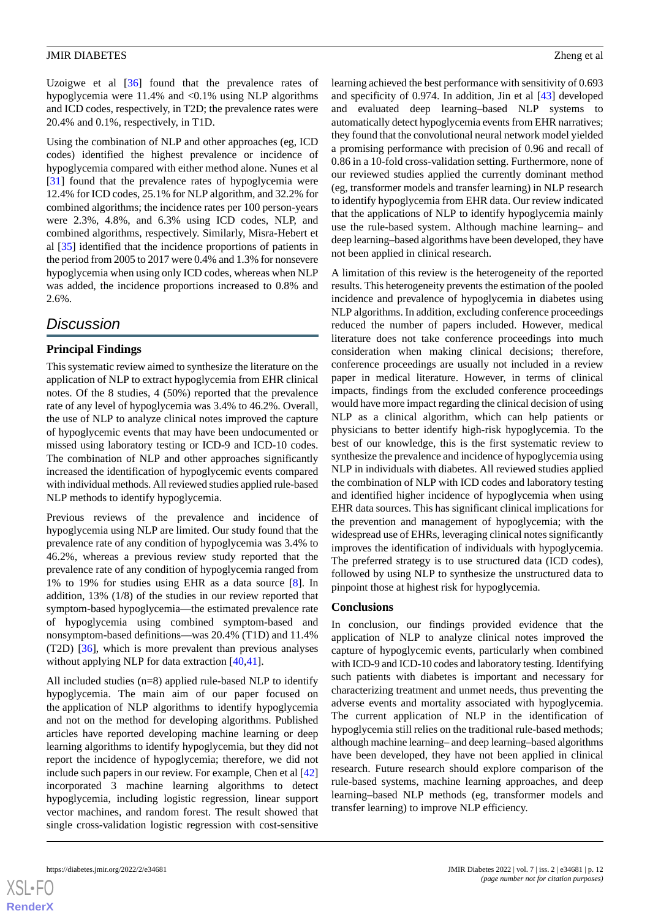Uzoigwe et al [36] found that the prevalence rates of hypoglycemia were 11.4% and <0.1% using NLP algorithms and ICD codes, respectively, in T2D; the prevalence rates were 20.4% and 0.1%, respectively, in T1D.

Using the combination of NLP and other approaches (eg, ICD codes) identified the highest prevalence or incidence of hypoglycemia compared with either method alone. Nunes et al [31] found that the prevalence rates of hypoglycemia were 12.4% for ICD codes, 25.1% for NLP algorithm, and 32.2% for combined algorithms; the incidence rates per 100 person-years were 2.3%, 4.8%, and 6.3% using ICD codes, NLP, and combined algorithms, respectively. Similarly, Misra-Hebert et al [35] identified that the incidence proportions of patients in the period from 2005 to 2017 were 0.4% and 1.3% for nonsevere hypoglycemia when using only ICD codes, whereas when NLP was added, the incidence proportions increased to 0.8% and 2.6%.

## Discussion

### Principal Findings

This systematic review aimed to synthesize the literature on the application of NLP to extract hypoglycemia from EHR clinical notes. Of the 8 studies, 4 (50%) reported that the prevalence rate of any level of hypoglycemia was 3.4% to 46.2%. Overall, the use of NLP to analyze clinical notes improved the capture of hypoglycemic events that may have been undocumented or missed using laboratory testing or ICD-9 and ICD-10 codes. The combination of NLP and other approaches significantly increased the identification of hypoglycemic events compared with individual methods. All reviewed studies applied rule-based NLP methods to identify hypoglycemia.

Previous reviews of the prevalence and incidence of hypoglycemia using NLP are limited. Our study found that the prevalence rate of any condition of hypoglycemia was 3.4% to 46.2%, whereas a previous review study reported that the prevalence rate of any condition of hypoglycemia ranged from 1% to 19% for studies using EHR as a data source [8]. In addition, 13% (1/8) of the studies in our review reported that symptom-based hypoglycemia—the estimated prevalence rate of hypoglycemia using combined symptom-based and nonsymptom-based definitions—was 20.4% (T1D) and 11.4% (T2D) [36], which is more prevalent than previous analyses without applying NLP for data extraction [40,41].

All included studies (n=8) applied rule-based NLP to identify hypoglycemia. The main aim of our paper focused on the application of NLP algorithms to identify hypoglycemia and not on the method for developing algorithms. Published articles have reported developing machine learning or deep learning algorithms to identify hypoglycemia, but they did not report the incidence of hypoglycemia; therefore, we did not include such papers in our review. For example, Chen et al [42] incorporated 3 machine learning algorithms to detect hypoglycemia, including logistic regression, linear support vector machines, and random forest. The result showed that single cross-validation logistic regression with cost-sensitive learning achieved the best performance with sensitivity of 0.693 and specificity of 0.974. In addition, Jin et al [43] developed and evaluated deep learning–based NLP systems to automatically detect hypoglycemia events from EHR narratives; they found that the convolutional neural network model yielded a promising performance with precision of 0.96 and recall of 0.86 in a 10-fold cross-validation setting. Furthermore, none of our reviewed studies applied the currently dominant method (eg, transformer models and transfer learning) in NLP research to identify hypoglycemia from EHR data. Our review indicated that the applications of NLP to identify hypoglycemia mainly use the rule-based system. Although machine learning– and deep learning–based algorithms have been developed, they have not been applied in clinical research.

A limitation of this review is the heterogeneity of the reported results. This heterogeneity prevents the estimation of the pooled incidence and prevalence of hypoglycemia in diabetes using NLP algorithms. In addition, excluding conference proceedings reduced the number of papers included. However, medical literature does not take conference proceedings into much consideration when making clinical decisions; therefore, conference proceedings are usually not included in a review paper in medical literature. However, in terms of clinical impacts, findings from the excluded conference proceedings would have more impact regarding the clinical decision of using NLP as a clinical algorithm, which can help patients or physicians to better identify high-risk hypoglycemia. To the best of our knowledge, this is the first systematic review to synthesize the prevalence and incidence of hypoglycemia using NLP in individuals with diabetes. All reviewed studies applied the combination of NLP with ICD codes and laboratory testing and identified higher incidence of hypoglycemia when using EHR data sources. This has significant clinical implications for the prevention and management of hypoglycemia; with the widespread use of EHRs, leveraging clinical notes significantly improves the identification of individuals with hypoglycemia. The preferred strategy is to use structured data (ICD codes), followed by using NLP to synthesize the unstructured data to pinpoint those at highest risk for hypoglycemia.

### Conclusions

In conclusion, our findings provided evidence that the application of NLP to analyze clinical notes improved the capture of hypoglycemic events, particularly when combined with ICD-9 and ICD-10 codes and laboratory testing. Identifying such patients with diabetes is important and necessary for characterizing treatment and unmet needs, thus preventing the adverse events and mortality associated with hypoglycemia. The current application of NLP in the identification of hypoglycemia still relies on the traditional rule-based methods; although machine learning– and deep learning–based algorithms have been developed, they have not been applied in clinical research. Future research should explore comparison of the rule-based systems, machine learning approaches, and deep learning–based NLP methods (eg, transformer models and transfer learning) to improve NLP efficiency.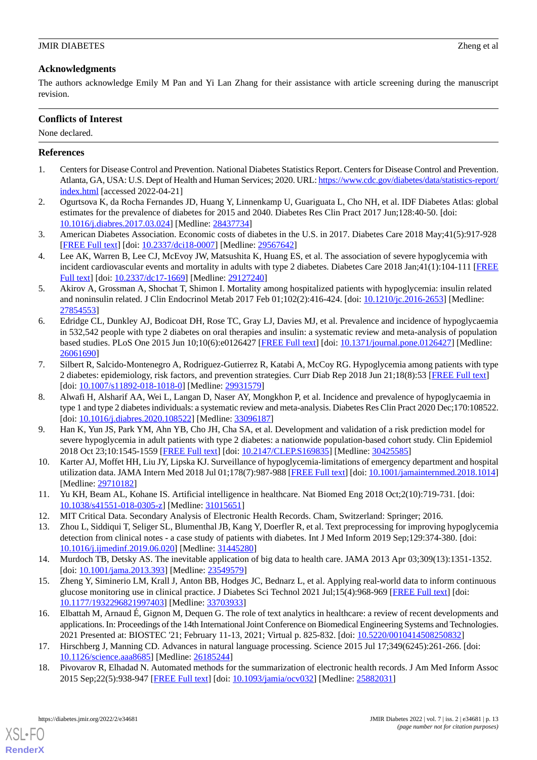## Acknowledgments

The authors acknowledge Emily M Pan and Yi Lan Zhang for their assistance with article screening during the manuscript revision.

## Conflicts of Interest

None declared.

## References

1. Centers for Disease Control and Prevention. National Diabetes Statistics Report. Centers for Disease Control and Prevention. Atlanta, GA, USA: U.S. Dept of Health and Human Services; 2020. URL: https://www.cdc.gov/diabetes/data/statistics-report/index.html [accessed 2022-04-21]
2. Ogurtsova K, da Rocha Fernandes JD, Huang Y, Linnenkamp U, Guariguata L, Cho NH, et al. IDF Diabetes Atlas: global estimates for the prevalence of diabetes for 2015 and 2040. Diabetes Res Clin Pract 2017 Jun;128:40-50. [doi: 10.1016/j.diabres.2017.03.024] [Medline: 28437734]
3. American Diabetes Association. Economic costs of diabetes in the U.S. in 2017. Diabetes Care 2018 May;41(5):917-928 [FREE Full text] [doi: 10.2337/dci18-0007] [Medline: 29567642]
4. Lee AK, Warren B, Lee CJ, McEvoy JW, Matsushita K, Huang ES, et al. The association of severe hypoglycemia with incident cardiovascular events and mortality in adults with type 2 diabetes. Diabetes Care 2018 Jan;41(1):104-111 [FREE Full text] [doi: 10.2337/dc17-1669] [Medline: 29127240]
5. Akirov A, Grossman A, Shochat T, Shimon I. Mortality among hospitalized patients with hypoglycemia: insulin related and noninsulin related. J Clin Endocrinol Metab 2017 Feb 01;102(2):416-424. [doi: 10.1210/jc.2016-2653] [Medline: 27854553]
6. Edridge CL, Dunkley AJ, Bodicoat DH, Rose TC, Gray LJ, Davies MJ, et al. Prevalence and incidence of hypoglycaemia in 532,542 people with type 2 diabetes on oral therapies and insulin: a systematic review and meta-analysis of population based studies. PLoS One 2015 Jun 10;10(6):e0126427 [FREE Full text] [doi: 10.1371/journal.pone.0126427] [Medline: 26061690]
7. Silbert R, Salcido-Montenegro A, Rodriguez-Gutierrez R, Katabi A, McCoy RG. Hypoglycemia among patients with type 2 diabetes: epidemiology, risk factors, and prevention strategies. Curr Diab Rep 2018 Jun 21;18(8):53 [FREE Full text] [doi: 10.1007/s11892-018-1018-0] [Medline: 29931579]
8. Alwafi H, Alsharif AA, Wei L, Langan D, Naser AY, Mongkhon P, et al. Incidence and prevalence of hypoglycaemia in type 1 and type 2 diabetes individuals: a systematic review and meta-analysis. Diabetes Res Clin Pract 2020 Dec;170:108522. [doi: 10.1016/j.diabres.2020.108522] [Medline: 33096187]
9. Han K, Yun JS, Park YM, Ahn YB, Cho JH, Cha SA, et al. Development and validation of a risk prediction model for severe hypoglycemia in adult patients with type 2 diabetes: a nationwide population-based cohort study. Clin Epidemiol 2018 Oct 23;10:1545-1559 [FREE Full text] [doi: 10.2147/CLEP.S169835] [Medline: 30425585]
10. Karter AJ, Moffet HH, Liu JY, Lipska KJ. Surveillance of hypoglycemia-limitations of emergency department and hospital utilization data. JAMA Intern Med 2018 Jul 01;178(7):987-988 [FREE Full text] [doi: 10.1001/jamainternmed.2018.1014] [Medline: 29710182]
11. Yu KH, Beam AL, Kohane IS. Artificial intelligence in healthcare. Nat Biomed Eng 2018 Oct;2(10):719-731. [doi: 10.1038/s41551-018-0305-z] [Medline: 31015651]
12. MIT Critical Data. Secondary Analysis of Electronic Health Records. Cham, Switzerland: Springer; 2016.
13. Zhou L, Siddiqui T, Seliger SL, Blumenthal JB, Kang Y, Doerfler R, et al. Text preprocessing for improving hypoglycemia detection from clinical notes - a case study of patients with diabetes. Int J Med Inform 2019 Sep;129:374-380. [doi: 10.1016/j.ijmedinf.2019.06.020] [Medline: 31445280]
14. Murdoch TB, Detsky AS. The inevitable application of big data to health care. JAMA 2013 Apr 03;309(13):1351-1352. [doi: 10.1001/jama.2013.393] [Medline: 23549579]
15. Zheng Y, Siminerio LM, Krall J, Anton BB, Hodges JC, Bednarz L, et al. Applying real-world data to inform continuous glucose monitoring use in clinical practice. J Diabetes Sci Technol 2021 Jul;15(4):968-969 [FREE Full text] [doi: 10.1177/1932296821997403] [Medline: 33703933]
16. Elbattah M, Arnaud É, Gignon M, Dequen G. The role of text analytics in healthcare: a review of recent developments and applications. In: Proceedings of the 14th International Joint Conference on Biomedical Engineering Systems and Technologies. 2021 Presented at: BIOSTEC '21; February 11-13, 2021; Virtual p. 825-832. [doi: 10.5220/0010414508250832]
17. Hirschberg J, Manning CD. Advances in natural language processing. Science 2015 Jul 17;349(6245):261-266. [doi: 10.1126/science.aaa8685] [Medline: 26185244]
18. Pivovarov R, Elhadad N. Automated methods for the summarization of electronic health records. J Am Med Inform Assoc 2015 Sep;22(5):938-947 [FREE Full text] [doi: 10.1093/jamia/ocv032] [Medline: 25882031]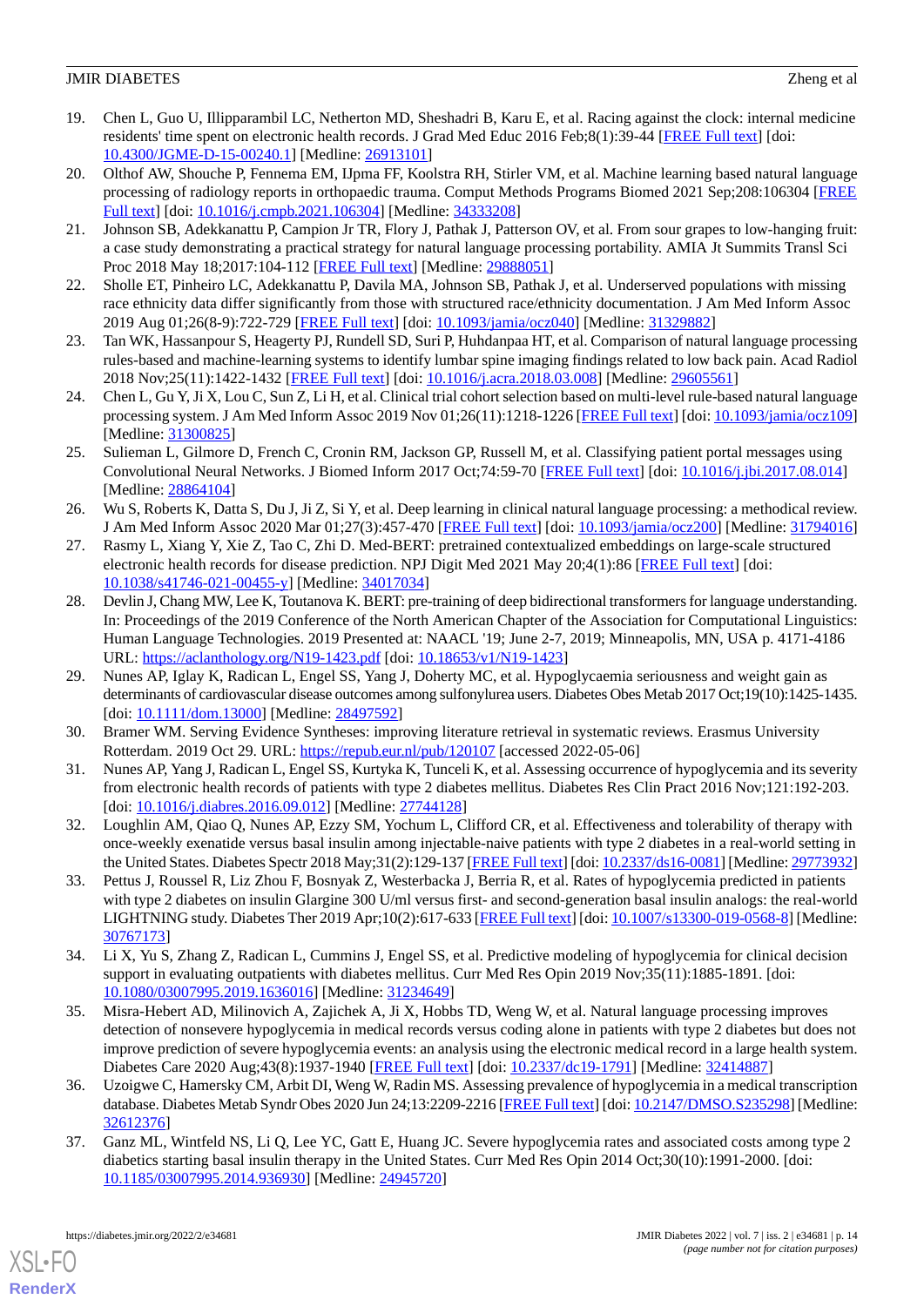19. Chen L, Guo U, Illipparambil LC, Netherton MD, Sheshadri B, Karu E, et al. Racing against the clock: internal medicine residents' time spent on electronic health records. J Grad Med Educ 2016 Feb;8(1):39-44 [FREE Full text] [doi: 10.4300/JGME-D-15-00240.1] [Medline: 26913101]
20. Olthof AW, Shouche P, Fennema EM, IJpma FF, Koolstra RH, Stirler VM, et al. Machine learning based natural language processing of radiology reports in orthopaedic trauma. Comput Methods Programs Biomed 2021 Sep;208:106304 [FREE Full text] [doi: 10.1016/j.cmpb.2021.106304] [Medline: 34333208]
21. Johnson SB, Adekkanattu P, Campion Jr TR, Flory J, Pathak J, Patterson OV, et al. From sour grapes to low-hanging fruit: a case study demonstrating a practical strategy for natural language processing portability. AMIA Jt Summits Transl Sci Proc 2018 May 18;2017:104-112 [FREE Full text] [Medline: 29888051]
22. Sholle ET, Pinheiro LC, Adekkanattu P, Davila MA, Johnson SB, Pathak J, et al. Underserved populations with missing race ethnicity data differ significantly from those with structured race/ethnicity documentation. J Am Med Inform Assoc 2019 Aug 01;26(8-9):722-729 [FREE Full text] [doi: 10.1093/jamia/ocz040] [Medline: 31329882]
23. Tan WK, Hassanpour S, Heagerty PJ, Rundell SD, Suri P, Huhdanpaa HT, et al. Comparison of natural language processing rules-based and machine-learning systems to identify lumbar spine imaging findings related to low back pain. Acad Radiol 2018 Nov;25(11):1422-1432 [FREE Full text] [doi: 10.1016/j.acra.2018.03.008] [Medline: 29605561]
24. Chen L, Gu Y, Ji X, Lou C, Sun Z, Li H, et al. Clinical trial cohort selection based on multi-level rule-based natural language processing system. J Am Med Inform Assoc 2019 Nov 01;26(11):1218-1226 [FREE Full text] [doi: 10.1093/jamia/ocz109] [Medline: 31300825]
25. Sulieman L, Gilmore D, French C, Cronin RM, Jackson GP, Russell M, et al. Classifying patient portal messages using Convolutional Neural Networks. J Biomed Inform 2017 Oct;74:59-70 [FREE Full text] [doi: 10.1016/j.jbi.2017.08.014] [Medline: 28864104]
26. Wu S, Roberts K, Datta S, Du J, Ji Z, Si Y, et al. Deep learning in clinical natural language processing: a methodical review. J Am Med Inform Assoc 2020 Mar 01;27(3):457-470 [FREE Full text] [doi: 10.1093/jamia/ocz200] [Medline: 31794016]
27. Rasmy L, Xiang Y, Xie Z, Tao C, Zhi D. Med-BERT: pretrained contextualized embeddings on large-scale structured electronic health records for disease prediction. NPJ Digit Med 2021 May 20;4(1):86 [FREE Full text] [doi: 10.1038/s41746-021-00455-y] [Medline: 34017034]
28. Devlin J, Chang MW, Lee K, Toutanova K. BERT: pre-training of deep bidirectional transformers for language understanding. In: Proceedings of the 2019 Conference of the North American Chapter of the Association for Computational Linguistics: Human Language Technologies. 2019 Presented at: NAACL '19; June 2-7, 2019; Minneapolis, MN, USA p. 4171-4186 URL: https://aclanthology.org/N19-1423.pdf [doi: 10.18653/v1/N19-1423]
29. Nunes AP, Iglay K, Radican L, Engel SS, Yang J, Doherty MC, et al. Hypoglycaemia seriousness and weight gain as determinants of cardiovascular disease outcomes among sulfonylurea users. Diabetes Obes Metab 2017 Oct;19(10):1425-1435. [doi: 10.1111/dom.13000] [Medline: 28497592]
30. Bramer WM. Serving Evidence Syntheses: improving literature retrieval in systematic reviews. Erasmus University Rotterdam. 2019 Oct 29. URL: https://repub.eur.nl/pub/120107 [accessed 2022-05-06]
31. Nunes AP, Yang J, Radican L, Engel SS, Kurtyka K, Tunceli K, et al. Assessing occurrence of hypoglycemia and its severity from electronic health records of patients with type 2 diabetes mellitus. Diabetes Res Clin Pract 2016 Nov;121:192-203. [doi: 10.1016/j.diabres.2016.09.012] [Medline: 27744128]
32. Loughlin AM, Qiao Q, Nunes AP, Ezzy SM, Yochum L, Clifford CR, et al. Effectiveness and tolerability of therapy with once-weekly exenatide versus basal insulin among injectable-naive patients with type 2 diabetes in a real-world setting in the United States. Diabetes Spectr 2018 May;31(2):129-137 [FREE Full text] [doi: 10.2337/ds16-0081] [Medline: 29773932]
33. Pettus J, Roussel R, Liz Zhou F, Bosnyak Z, Westerbacka J, Berria R, et al. Rates of hypoglycemia predicted in patients with type 2 diabetes on insulin Glargine 300 U/ml versus first- and second-generation basal insulin analogs: the real-world LIGHTNING study. Diabetes Ther 2019 Apr;10(2):617-633 [FREE Full text] [doi: 10.1007/s13300-019-0568-8] [Medline: 30767173]
34. Li X, Yu S, Zhang Z, Radican L, Cummins J, Engel SS, et al. Predictive modeling of hypoglycemia for clinical decision support in evaluating outpatients with diabetes mellitus. Curr Med Res Opin 2019 Nov;35(11):1885-1891. [doi: 10.1080/03007995.2019.1636016] [Medline: 31234649]
35. Misra-Hebert AD, Milinovich A, Zajichek A, Ji X, Hobbs TD, Weng W, et al. Natural language processing improves detection of nonsevere hypoglycemia in medical records versus coding alone in patients with type 2 diabetes but does not improve prediction of severe hypoglycemia events: an analysis using the electronic medical record in a large health system. Diabetes Care 2020 Aug;43(8):1937-1940 [FREE Full text] [doi: 10.2337/dc19-1791] [Medline: 32414887]
36. Uzoigwe C, Hamersky CM, Arbit DI, Weng W, Radin MS. Assessing prevalence of hypoglycemia in a medical transcription database. Diabetes Metab Syndr Obes 2020 Jun 24;13:2209-2216 [FREE Full text] [doi: 10.2147/DMSO.S235298] [Medline: 32612376]
37. Ganz ML, Wintfeld NS, Li Q, Lee YC, Gatt E, Huang JC. Severe hypoglycemia rates and associated costs among type 2 diabetics starting basal insulin therapy in the United States. Curr Med Res Opin 2014 Oct;30(10):1991-2000. [doi: 10.1185/03007995.2014.936930] [Medline: 24945720]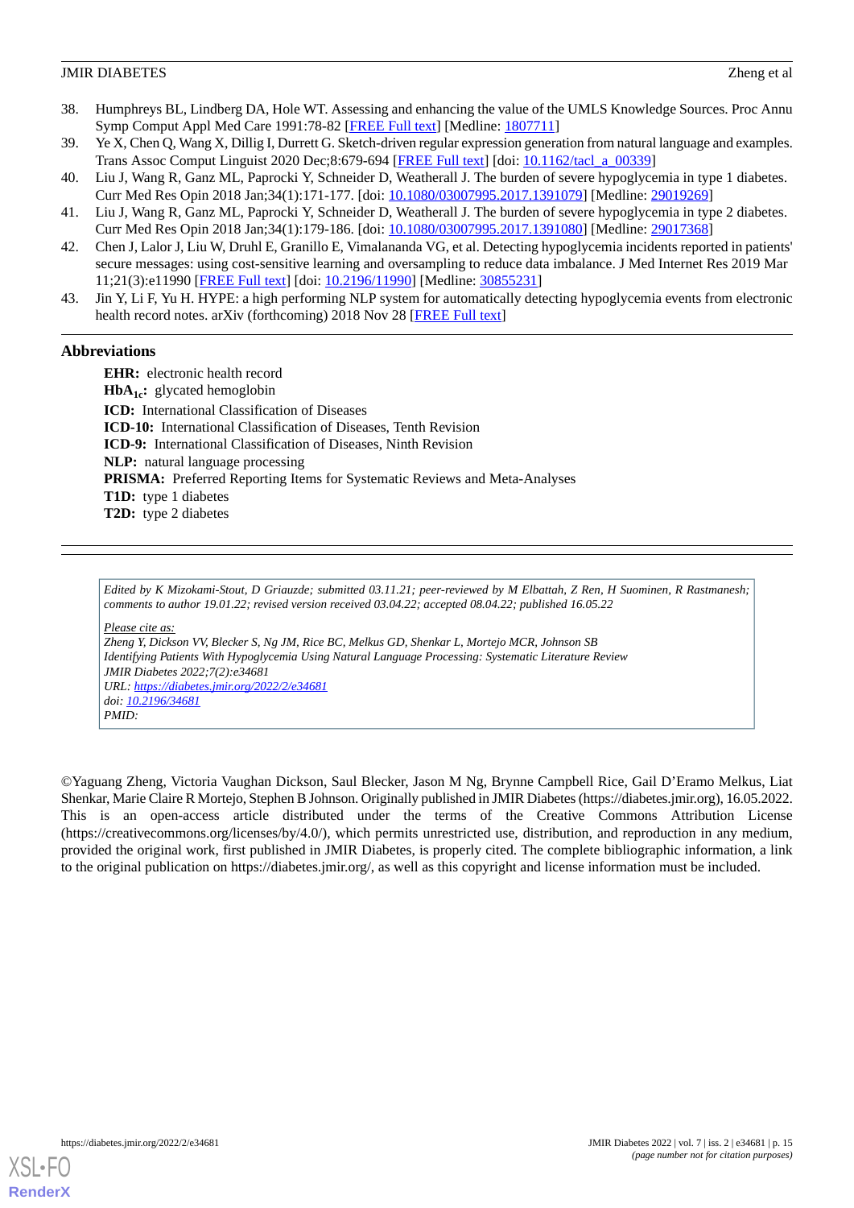38. Humphreys BL, Lindberg DA, Hole WT. Assessing and enhancing the value of the UMLS Knowledge Sources. Proc Annu Symp Comput Appl Med Care 1991:78-82 [FREE Full text] [Medline: 1807711]
39. Ye X, Chen Q, Wang X, Dillig I, Durrett G. Sketch-driven regular expression generation from natural language and examples. Trans Assoc Comput Linguist 2020 Dec;8:679-694 [FREE Full text] [doi: 10.1162/tacl_a_00339]
40. Liu J, Wang R, Ganz ML, Paprocki Y, Schneider D, Weatherall J. The burden of severe hypoglycemia in type 1 diabetes. Curr Med Res Opin 2018 Jan;34(1):171-177. [doi: 10.1080/03007995.2017.1391079] [Medline: 29019269]
41. Liu J, Wang R, Ganz ML, Paprocki Y, Schneider D, Weatherall J. The burden of severe hypoglycemia in type 2 diabetes. Curr Med Res Opin 2018 Jan;34(1):179-186. [doi: 10.1080/03007995.2017.1391080] [Medline: 29017368]
42. Chen J, Lalor J, Liu W, Druhl E, Granillo E, Vimalananda VG, et al. Detecting hypoglycemia incidents reported in patients' secure messages: using cost-sensitive learning and oversampling to reduce data imbalance. J Med Internet Res 2019 Mar 11;21(3):e11990 [FREE Full text] [doi: 10.2196/11990] [Medline: 30855231]
43. Jin Y, Li F, Yu H. HYPE: a high performing NLP system for automatically detecting hypoglycemia events from electronic health record notes. arXiv (forthcoming) 2018 Nov 28 [FREE Full text]

## Abbreviations

**EHR:** electronic health record
**$HbA_{1c}$:** glycated hemoglobin
**ICD:** International Classification of Diseases
**ICD-10:** International Classification of Diseases, Tenth Revision
**ICD-9:** International Classification of Diseases, Ninth Revision
**NLP:** natural language processing
**PRISMA:** Preferred Reporting Items for Systematic Reviews and Meta-Analyses
**T1D:** type 1 diabetes
**T2D:** type 2 diabetes

*Edited by K Mizokami-Stout, D Griauzde; submitted 03.11.21; peer-reviewed by M Elbattah, Z Ren, H Suominen, R Rastmanesh; comments to author 19.01.22; revised version received 03.04.22; accepted 08.04.22; published 16.05.22*

*Please cite as:*
*Zheng Y, Dickson VV, Blecker S, Ng JM, Rice BC, Melkus GD, Shenkar L, Mortejo MCR, Johnson SB*
*Identifying Patients With Hypoglycemia Using Natural Language Processing: Systematic Literature Review*
*JMIR Diabetes 2022;7(2):e34681*
*URL: https://diabetes.jmir.org/2022/2/e34681*
*doi: 10.2196/34681*
*PMID:*

©Yaguang Zheng, Victoria Vaughan Dickson, Saul Blecker, Jason M Ng, Brynne Campbell Rice, Gail D'Eramo Melkus, Liat Shenkar, Marie Claire R Mortejo, Stephen B Johnson. Originally published in JMIR Diabetes (https://diabetes.jmir.org), 16.05.2022. This is an open-access article distributed under the terms of the Creative Commons Attribution License (https://creativecommons.org/licenses/by/4.0/), which permits unrestricted use, distribution, and reproduction in any medium, provided the original work, first published in JMIR Diabetes, is properly cited. The complete bibliographic information, a link to the original publication on https://diabetes.jmir.org/, as well as this copyright and license information must be included.